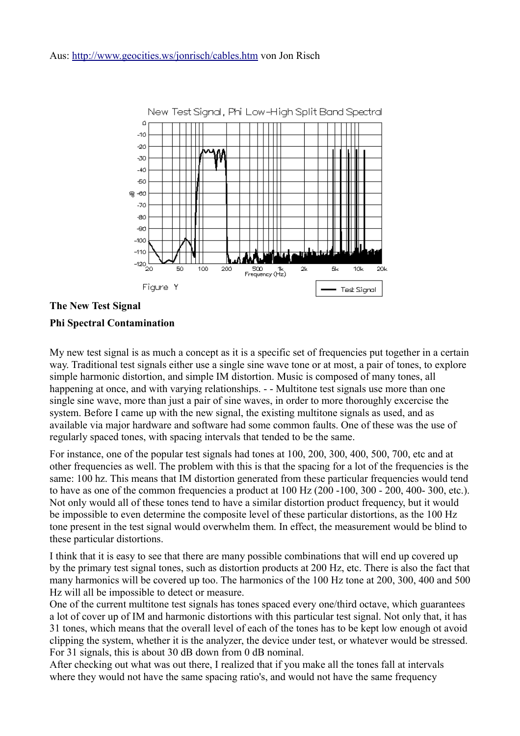Aus: http://www.geocities.ws/jonrisch/cables.htm von Jon Risch

New Test Signal, Phi Low-High Split Band Spectral

Figure Y

**The New Test Signal**

**Phi Spectral Contamination**

My new test signal is as much a concept as it is a specific set of frequencies put together in a certain way. Traditional test signals either use a single sine wave tone or at most, a pair of tones, to explore simple harmonic distortion, and simple IM distortion. Music is composed of many tones, all happening at once, and with varying relationships. - - Multitone test signals use more than one single sine wave, more than just a pair of sine waves, in order to more thoroughly excercise the system. Before I came up with the new signal, the existing multitone signals as used, and as available via major hardware and software had some common faults. One of these was the use of regularly spaced tones, with spacing intervals that tended to be the same.

For instance, one of the popular test signals had tones at 100, 200, 300, 400, 500, 700, etc and at other frequencies as well. The problem with this is that the spacing for a lot of the frequencies is the same: 100 hz. This means that IM distortion generated from these particular frequencies would tend to have as one of the common frequencies a product at 100 Hz (200 -100, 300 - 200, 400- 300, etc.). Not only would all of these tones tend to have a similar distortion product frequency, but it would be impossible to even determine the composite level of these particular distortions, as the 100 Hz tone present in the test signal would overwhelm them. In effect, the measurement would be blind to these particular distortions.

I think that it is easy to see that there are many possible combinations that will end up covered up by the primary test signal tones, such as distortion products at 200 Hz, etc. There is also the fact that many harmonics will be covered up too. The harmonics of the 100 Hz tone at 200, 300, 400 and 500 Hz will all be impossible to detect or measure.
One of the current multitone test signals has tones spaced every one/third octave, which guarantees a lot of cover up of IM and harmonic distortions with this particular test signal. Not only that, it has 31 tones, which means that the overall level of each of the tones has to be kept low enough ot avoid clipping the system, whether it is the analyzer, the device under test, or whatever would be stressed. For 31 signals, this is about 30 dB down from 0 dB nominal.
After checking out what was out there, I realized that if you make all the tones fall at intervals where they would not have the same spacing ratio's, and would not have the same frequency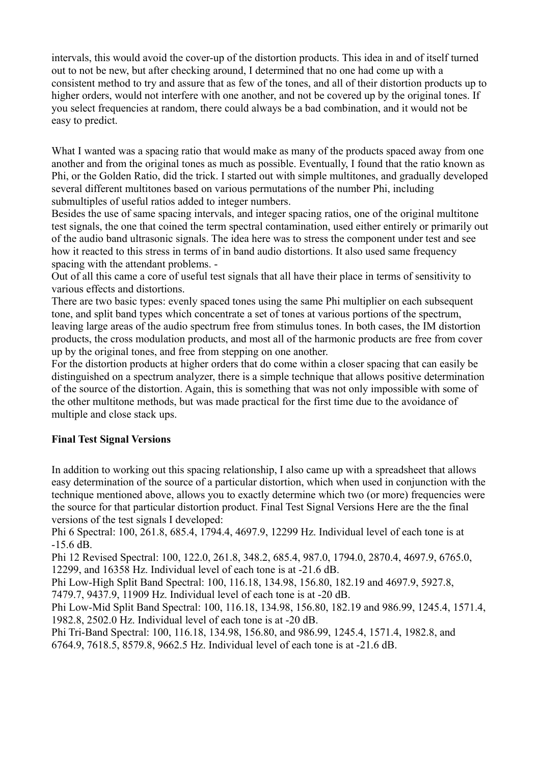intervals, this would avoid the cover-up of the distortion products. This idea in and of itself turned out to not be new, but after checking around, I determined that no one had come up with a consistent method to try and assure that as few of the tones, and all of their distortion products up to higher orders, would not interfere with one another, and not be covered up by the original tones. If you select frequencies at random, there could always be a bad combination, and it would not be easy to predict.

What I wanted was a spacing ratio that would make as many of the products spaced away from one another and from the original tones as much as possible. Eventually, I found that the ratio known as Phi, or the Golden Ratio, did the trick. I started out with simple multitones, and gradually developed several different multitones based on various permutations of the number Phi, including submultiples of useful ratios added to integer numbers.
Besides the use of same spacing intervals, and integer spacing ratios, one of the original multitone test signals, the one that coined the term spectral contamination, used either entirely or primarily out of the audio band ultrasonic signals. The idea here was to stress the component under test and see how it reacted to this stress in terms of in band audio distortions. It also used same frequency spacing with the attendant problems. -
Out of all this came a core of useful test signals that all have their place in terms of sensitivity to various effects and distortions.
There are two basic types: evenly spaced tones using the same Phi multiplier on each subsequent tone, and split band types which concentrate a set of tones at various portions of the spectrum, leaving large areas of the audio spectrum free from stimulus tones. In both cases, the IM distortion products, the cross modulation products, and most all of the harmonic products are free from cover up by the original tones, and free from stepping on one another.
For the distortion products at higher orders that do come within a closer spacing that can easily be distinguished on a spectrum analyzer, there is a simple technique that allows positive determination of the source of the distortion. Again, this is something that was not only impossible with some of the other multitone methods, but was made practical for the first time due to the avoidance of multiple and close stack ups.

**Final Test Signal Versions**

In addition to working out this spacing relationship, I also came up with a spreadsheet that allows easy determination of the source of a particular distortion, which when used in conjunction with the technique mentioned above, allows you to exactly determine which two (or more) frequencies were the source for that particular distortion product. Final Test Signal Versions Here are the the final versions of the test signals I developed:
Phi 6 Spectral: 100, 261.8, 685.4, 1794.4, 4697.9, 12299 Hz. Individual level of each tone is at -15.6 dB.
Phi 12 Revised Spectral: 100, 122.0, 261.8, 348.2, 685.4, 987.0, 1794.0, 2870.4, 4697.9, 6765.0, 12299, and 16358 Hz. Individual level of each tone is at -21.6 dB.
Phi Low-High Split Band Spectral: 100, 116.18, 134.98, 156.80, 182.19 and 4697.9, 5927.8, 7479.7, 9437.9, 11909 Hz. Individual level of each tone is at -20 dB.
Phi Low-Mid Split Band Spectral: 100, 116.18, 134.98, 156.80, 182.19 and 986.99, 1245.4, 1571.4, 1982.8, 2502.0 Hz. Individual level of each tone is at -20 dB.
Phi Tri-Band Spectral: 100, 116.18, 134.98, 156.80, and 986.99, 1245.4, 1571.4, 1982.8, and 6764.9, 7618.5, 8579.8, 9662.5 Hz. Individual level of each tone is at -21.6 dB.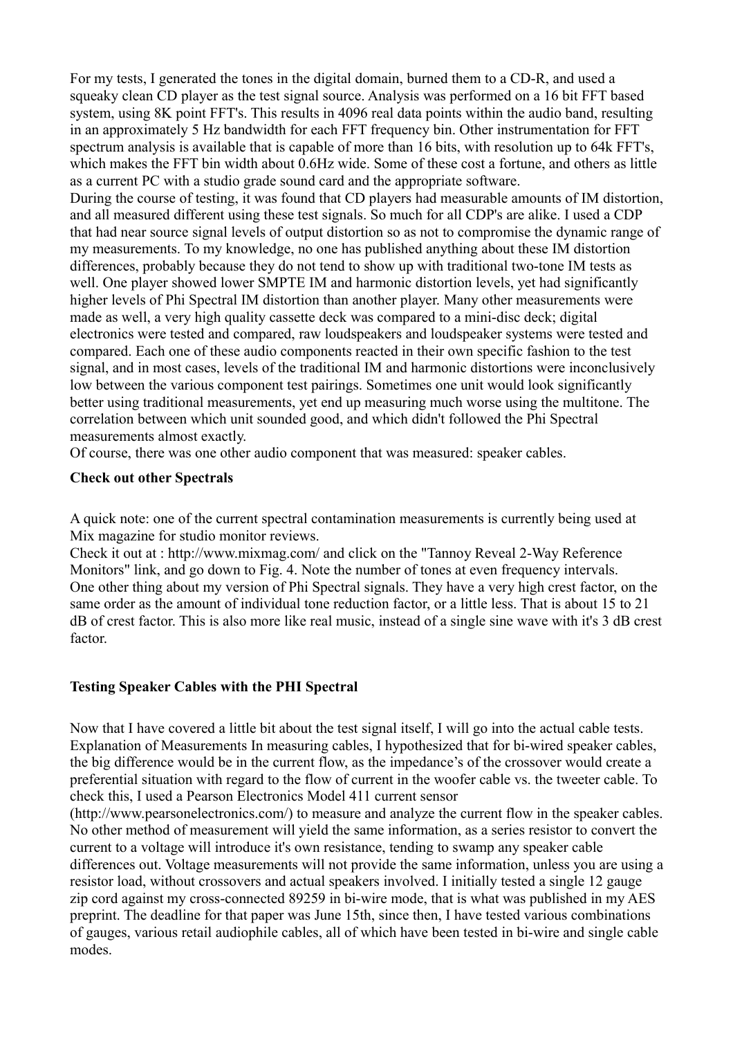For my tests, I generated the tones in the digital domain, burned them to a CD-R, and used a squeaky clean CD player as the test signal source. Analysis was performed on a 16 bit FFT based system, using 8K point FFT's. This results in 4096 real data points within the audio band, resulting in an approximately 5 Hz bandwidth for each FFT frequency bin. Other instrumentation for FFT spectrum analysis is available that is capable of more than 16 bits, with resolution up to 64k FFT's, which makes the FFT bin width about 0.6Hz wide. Some of these cost a fortune, and others as little as a current PC with a studio grade sound card and the appropriate software.

During the course of testing, it was found that CD players had measurable amounts of IM distortion, and all measured different using these test signals. So much for all CDP's are alike. I used a CDP that had near source signal levels of output distortion so as not to compromise the dynamic range of my measurements. To my knowledge, no one has published anything about these IM distortion differences, probably because they do not tend to show up with traditional two-tone IM tests as well. One player showed lower SMPTE IM and harmonic distortion levels, yet had significantly higher levels of Phi Spectral IM distortion than another player. Many other measurements were made as well, a very high quality cassette deck was compared to a mini-disc deck; digital electronics were tested and compared, raw loudspeakers and loudspeaker systems were tested and compared. Each one of these audio components reacted in their own specific fashion to the test signal, and in most cases, levels of the traditional IM and harmonic distortions were inconclusively low between the various component test pairings. Sometimes one unit would look significantly better using traditional measurements, yet end up measuring much worse using the multitone. The correlation between which unit sounded good, and which didn't followed the Phi Spectral measurements almost exactly.

Of course, there was one other audio component that was measured: speaker cables.

**Check out other Spectrals**

A quick note: one of the current spectral contamination measurements is currently being used at Mix magazine for studio monitor reviews.

Check it out at : http://www.mixmag.com/ and click on the "Tannoy Reveal 2-Way Reference Monitors" link, and go down to Fig. 4. Note the number of tones at even frequency intervals.

One other thing about my version of Phi Spectral signals. They have a very high crest factor, on the same order as the amount of individual tone reduction factor, or a little less. That is about 15 to 21 dB of crest factor. This is also more like real music, instead of a single sine wave with it's 3 dB crest factor.

**Testing Speaker Cables with the PHI Spectral**

Now that I have covered a little bit about the test signal itself, I will go into the actual cable tests. Explanation of Measurements In measuring cables, I hypothesized that for bi-wired speaker cables, the big difference would be in the current flow, as the impedance's of the crossover would create a preferential situation with regard to the flow of current in the woofer cable vs. the tweeter cable. To check this, I used a Pearson Electronics Model 411 current sensor (http://www.pearsonelectronics.com/) to measure and analyze the current flow in the speaker cables. No other method of measurement will yield the same information, as a series resistor to convert the current to a voltage will introduce it's own resistance, tending to swamp any speaker cable differences out. Voltage measurements will not provide the same information, unless you are using a resistor load, without crossovers and actual speakers involved. I initially tested a single 12 gauge zip cord against my cross-connected 89259 in bi-wire mode, that is what was published in my AES preprint. The deadline for that paper was June 15th, since then, I have tested various combinations of gauges, various retail audiophile cables, all of which have been tested in bi-wire and single cable modes.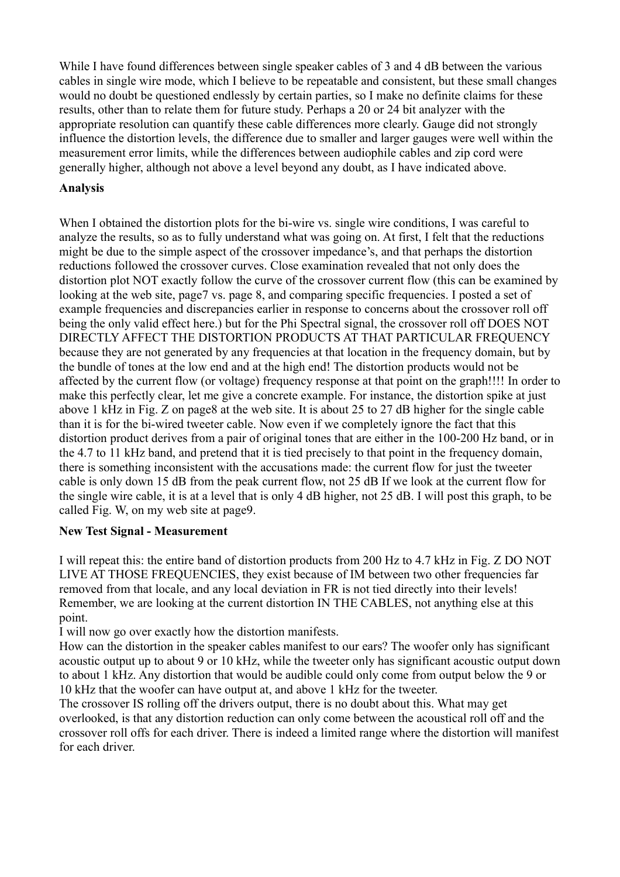While I have found differences between single speaker cables of 3 and 4 dB between the various cables in single wire mode, which I believe to be repeatable and consistent, but these small changes would no doubt be questioned endlessly by certain parties, so I make no definite claims for these results, other than to relate them for future study. Perhaps a 20 or 24 bit analyzer with the appropriate resolution can quantify these cable differences more clearly. Gauge did not strongly influence the distortion levels, the difference due to smaller and larger gauges were well within the measurement error limits, while the differences between audiophile cables and zip cord were generally higher, although not above a level beyond any doubt, as I have indicated above.

**Analysis**

When I obtained the distortion plots for the bi-wire vs. single wire conditions, I was careful to analyze the results, so as to fully understand what was going on. At first, I felt that the reductions might be due to the simple aspect of the crossover impedance's, and that perhaps the distortion reductions followed the crossover curves. Close examination revealed that not only does the distortion plot NOT exactly follow the curve of the crossover current flow (this can be examined by looking at the web site, page7 vs. page 8, and comparing specific frequencies. I posted a set of example frequencies and discrepancies earlier in response to concerns about the crossover roll off being the only valid effect here.) but for the Phi Spectral signal, the crossover roll off DOES NOT DIRECTLY AFFECT THE DISTORTION PRODUCTS AT THAT PARTICULAR FREQUENCY because they are not generated by any frequencies at that location in the frequency domain, but by the bundle of tones at the low end and at the high end! The distortion products would not be affected by the current flow (or voltage) frequency response at that point on the graph!!!! In order to make this perfectly clear, let me give a concrete example. For instance, the distortion spike at just above 1 kHz in Fig. Z on page8 at the web site. It is about 25 to 27 dB higher for the single cable than it is for the bi-wired tweeter cable. Now even if we completely ignore the fact that this distortion product derives from a pair of original tones that are either in the 100-200 Hz band, or in the 4.7 to 11 kHz band, and pretend that it is tied precisely to that point in the frequency domain, there is something inconsistent with the accusations made: the current flow for just the tweeter cable is only down 15 dB from the peak current flow, not 25 dB If we look at the current flow for the single wire cable, it is at a level that is only 4 dB higher, not 25 dB. I will post this graph, to be called Fig. W, on my web site at page9.

**New Test Signal - Measurement**

I will repeat this: the entire band of distortion products from 200 Hz to 4.7 kHz in Fig. Z DO NOT LIVE AT THOSE FREQUENCIES, they exist because of IM between two other frequencies far removed from that locale, and any local deviation in FR is not tied directly into their levels! Remember, we are looking at the current distortion IN THE CABLES, not anything else at this point.

I will now go over exactly how the distortion manifests.

How can the distortion in the speaker cables manifest to our ears? The woofer only has significant acoustic output up to about 9 or 10 kHz, while the tweeter only has significant acoustic output down to about 1 kHz. Any distortion that would be audible could only come from output below the 9 or 10 kHz that the woofer can have output at, and above 1 kHz for the tweeter.

The crossover IS rolling off the drivers output, there is no doubt about this. What may get overlooked, is that any distortion reduction can only come between the acoustical roll off and the crossover roll offs for each driver. There is indeed a limited range where the distortion will manifest for each driver.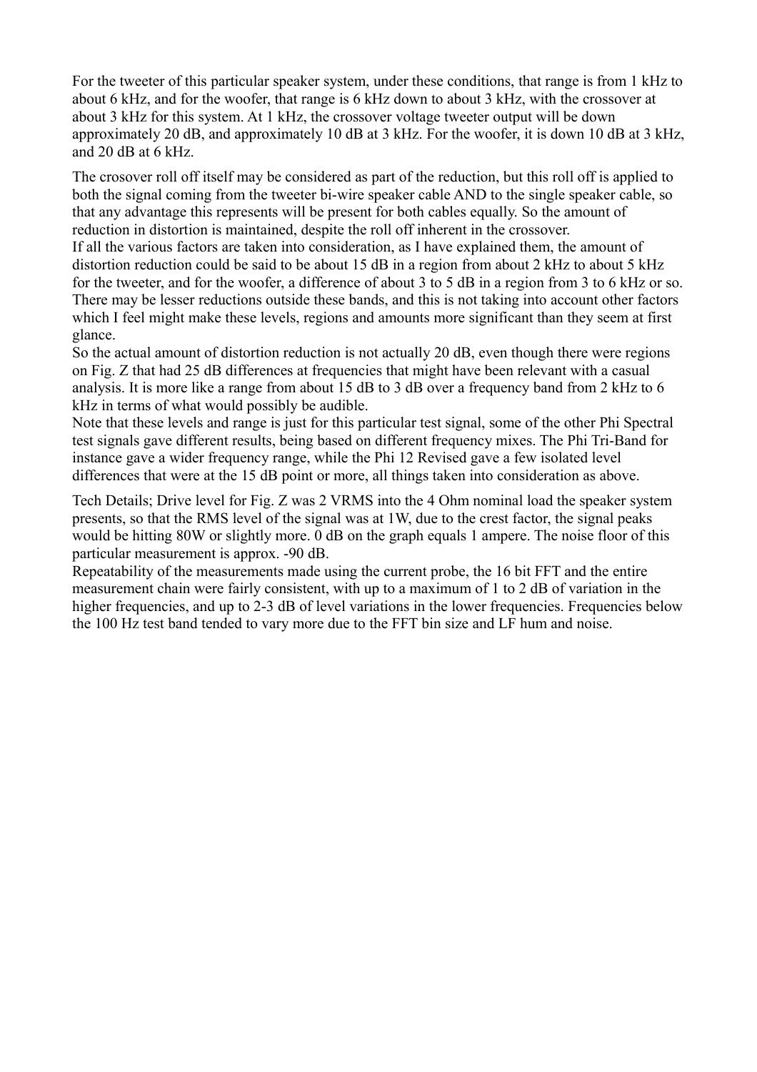For the tweeter of this particular speaker system, under these conditions, that range is from 1 kHz to about 6 kHz, and for the woofer, that range is 6 kHz down to about 3 kHz, with the crossover at about 3 kHz for this system. At 1 kHz, the crossover voltage tweeter output will be down approximately 20 dB, and approximately 10 dB at 3 kHz. For the woofer, it is down 10 dB at 3 kHz, and 20 dB at 6 kHz.

The crosover roll off itself may be considered as part of the reduction, but this roll off is applied to both the signal coming from the tweeter bi-wire speaker cable AND to the single speaker cable, so that any advantage this represents will be present for both cables equally. So the amount of reduction in distortion is maintained, despite the roll off inherent in the crossover.
If all the various factors are taken into consideration, as I have explained them, the amount of distortion reduction could be said to be about 15 dB in a region from about 2 kHz to about 5 kHz for the tweeter, and for the woofer, a difference of about 3 to 5 dB in a region from 3 to 6 kHz or so. There may be lesser reductions outside these bands, and this is not taking into account other factors which I feel might make these levels, regions and amounts more significant than they seem at first glance.
So the actual amount of distortion reduction is not actually 20 dB, even though there were regions on Fig. Z that had 25 dB differences at frequencies that might have been relevant with a casual analysis. It is more like a range from about 15 dB to 3 dB over a frequency band from 2 kHz to 6 kHz in terms of what would possibly be audible.
Note that these levels and range is just for this particular test signal, some of the other Phi Spectral test signals gave different results, being based on different frequency mixes. The Phi Tri-Band for instance gave a wider frequency range, while the Phi 12 Revised gave a few isolated level differences that were at the 15 dB point or more, all things taken into consideration as above.

Tech Details; Drive level for Fig. Z was 2 VRMS into the 4 Ohm nominal load the speaker system presents, so that the RMS level of the signal was at 1W, due to the crest factor, the signal peaks would be hitting 80W or slightly more. 0 dB on the graph equals 1 ampere. The noise floor of this particular measurement is approx. -90 dB.
Repeatability of the measurements made using the current probe, the 16 bit FFT and the entire measurement chain were fairly consistent, with up to a maximum of 1 to 2 dB of variation in the higher frequencies, and up to 2-3 dB of level variations in the lower frequencies. Frequencies below the 100 Hz test band tended to vary more due to the FFT bin size and LF hum and noise.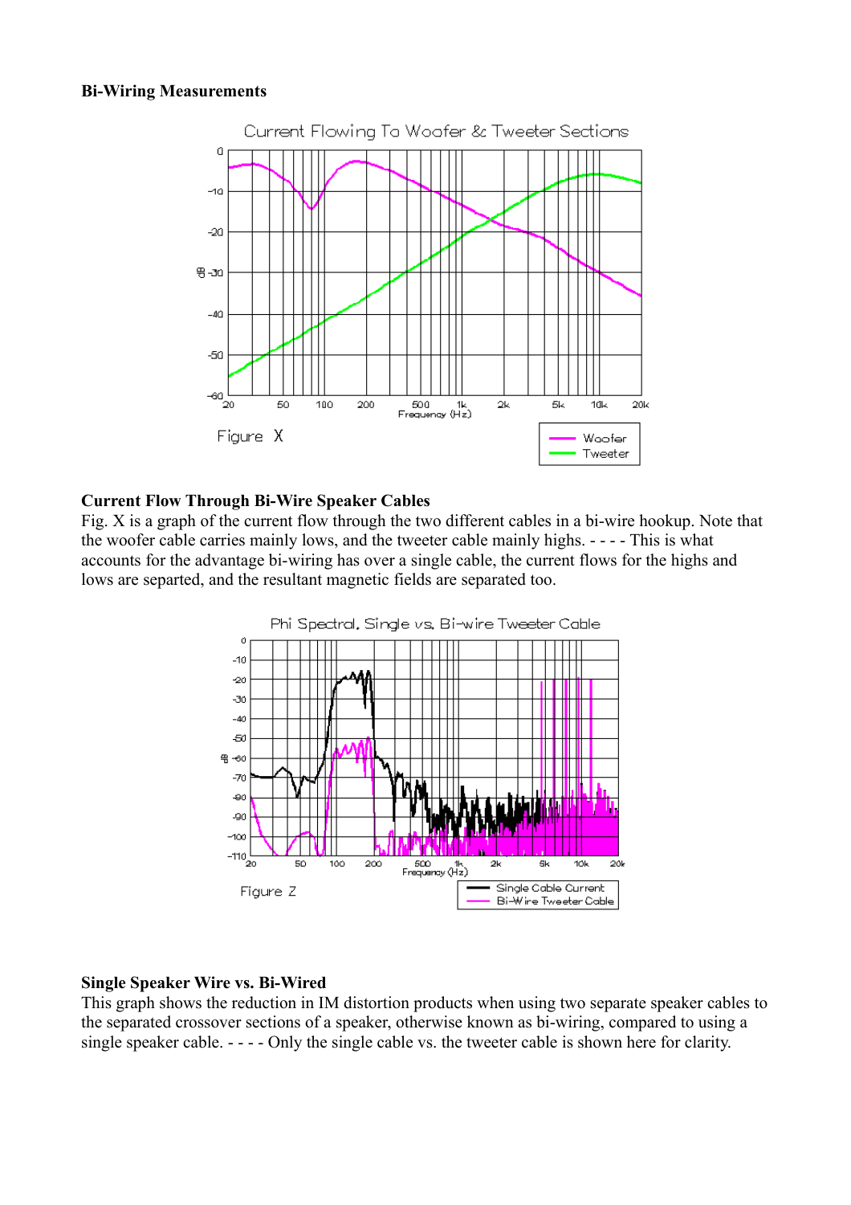**Bi-Wiring Measurements**

Figure X

**Current Flow Through Bi-Wire Speaker Cables**

Fig. X is a graph of the current flow through the two different cables in a bi-wire hookup. Note that the woofer cable carries mainly lows, and the tweeter cable mainly highs. - - - - This is what accounts for the advantage bi-wiring has over a single cable, the current flows for the highs and lows are separted, and the resultant magnetic fields are separated too.

Figure Z

**Single Speaker Wire vs. Bi-Wired**

This graph shows the reduction in IM distortion products when using two separate speaker cables to the separated crossover sections of a speaker, otherwise known as bi-wiring, compared to using a single speaker cable. - - - - Only the single cable vs. the tweeter cable is shown here for clarity.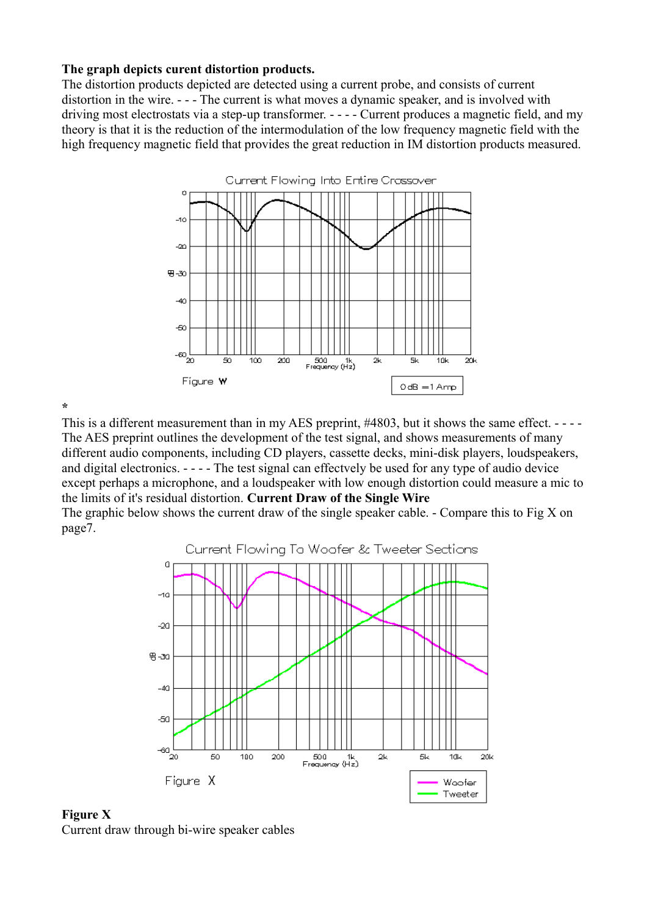**The graph depicts curent distortion products.**
The distortion products depicted are detected using a current probe, and consists of current distortion in the wire. - - - The current is what moves a dynamic speaker, and is involved with driving most electrostats via a step-up transformer. - - - - Current produces a magnetic field, and my theory is that it is the reduction of the intermodulation of the low frequency magnetic field with the high frequency magnetic field that provides the great reduction in IM distortion products measured.

Current Flowing Into Entire Crossover

Figure W

0 dB = 1 Amp

*
This is a different measurement than in my AES preprint, #4803, but it shows the same effect. - - - - The AES preprint outlines the development of the test signal, and shows measurements of many different audio components, including CD players, cassette decks, mini-disk players, loudspeakers, and digital electronics. - - - - The test signal can effectvely be used for any type of audio device except perhaps a microphone, and a loudspeaker with low enough distortion could measure a mic to the limits of it's residual distortion. **Current Draw of the Single Wire**
The graphic below shows the current draw of the single speaker cable. - Compare this to Fig X on page7.

Current Flowing To Woofer & Tweeter Sections

Figure X

**Figure X**
Current draw through bi-wire speaker cables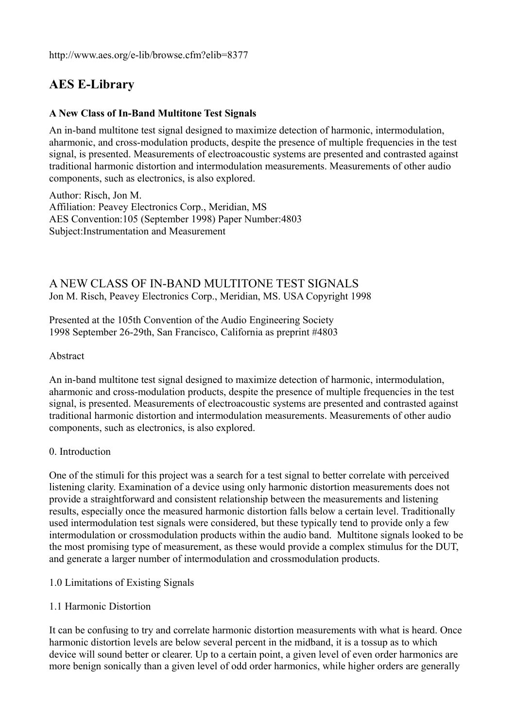http://www.aes.org/e-lib/browse.cfm?elib=8377

## AES E-Library

### A New Class of In-Band Multitone Test Signals

An in-band multitone test signal designed to maximize detection of harmonic, intermodulation, aharmonic, and cross-modulation products, despite the presence of multiple frequencies in the test signal, is presented. Measurements of electroacoustic systems are presented and contrasted against traditional harmonic distortion and intermodulation measurements. Measurements of other audio components, such as electronics, is also explored.

Author: Risch, Jon M.
Affiliation: Peavey Electronics Corp., Meridian, MS
AES Convention:105 (September 1998) Paper Number:4803
Subject:Instrumentation and Measurement

# A NEW CLASS OF IN-BAND MULTITONE TEST SIGNALS

Jon M. Risch, Peavey Electronics Corp., Meridian, MS. USA Copyright 1998

Presented at the 105th Convention of the Audio Engineering Society
1998 September 26-29th, San Francisco, California as preprint #4803

Abstract

An in-band multitone test signal designed to maximize detection of harmonic, intermodulation, aharmonic and cross-modulation products, despite the presence of multiple frequencies in the test signal, is presented. Measurements of electroacoustic systems are presented and contrasted against traditional harmonic distortion and intermodulation measurements. Measurements of other audio components, such as electronics, is also explored.

0. Introduction

One of the stimuli for this project was a search for a test signal to better correlate with perceived listening clarity. Examination of a device using only harmonic distortion measurements does not provide a straightforward and consistent relationship between the measurements and listening results, especially once the measured harmonic distortion falls below a certain level. Traditionally used intermodulation test signals were considered, but these typically tend to provide only a few intermodulation or crossmodulation products within the audio band. Multitone signals looked to be the most promising type of measurement, as these would provide a complex stimulus for the DUT, and generate a larger number of intermodulation and crossmodulation products.

1.0 Limitations of Existing Signals

1.1 Harmonic Distortion

It can be confusing to try and correlate harmonic distortion measurements with what is heard. Once harmonic distortion levels are below several percent in the midband, it is a tossup as to which device will sound better or clearer. Up to a certain point, a given level of even order harmonics are more benign sonically than a given level of odd order harmonics, while higher orders are generally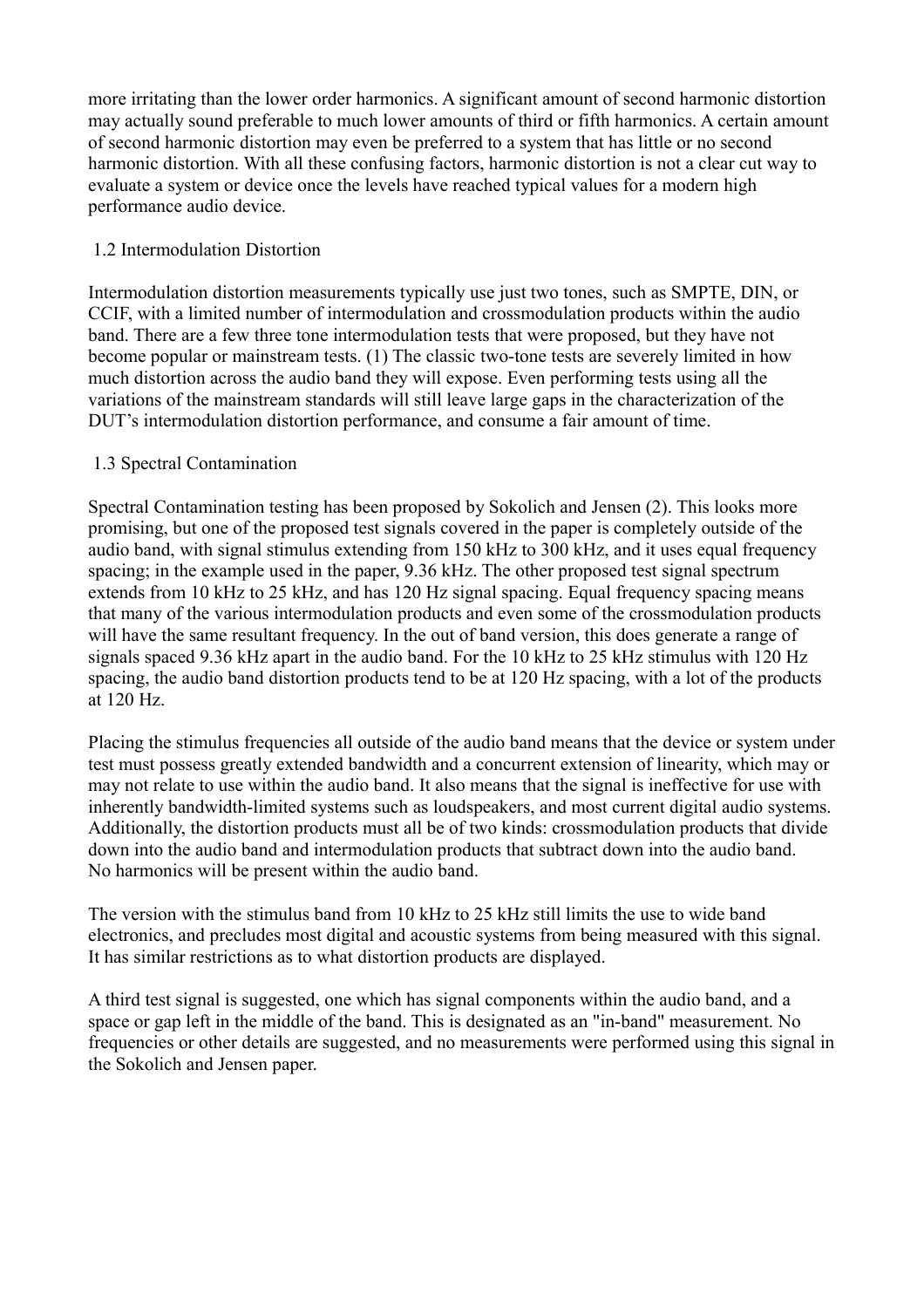more irritating than the lower order harmonics. A significant amount of second harmonic distortion may actually sound preferable to much lower amounts of third or fifth harmonics. A certain amount of second harmonic distortion may even be preferred to a system that has little or no second harmonic distortion. With all these confusing factors, harmonic distortion is not a clear cut way to evaluate a system or device once the levels have reached typical values for a modern high performance audio device.

### 1.2 Intermodulation Distortion

Intermodulation distortion measurements typically use just two tones, such as SMPTE, DIN, or CCIF, with a limited number of intermodulation and crossmodulation products within the audio band. There are a few three tone intermodulation tests that were proposed, but they have not become popular or mainstream tests. (1) The classic two-tone tests are severely limited in how much distortion across the audio band they will expose. Even performing tests using all the variations of the mainstream standards will still leave large gaps in the characterization of the DUT's intermodulation distortion performance, and consume a fair amount of time.

### 1.3 Spectral Contamination

Spectral Contamination testing has been proposed by Sokolich and Jensen (2). This looks more promising, but one of the proposed test signals covered in the paper is completely outside of the audio band, with signal stimulus extending from 150 kHz to 300 kHz, and it uses equal frequency spacing; in the example used in the paper, 9.36 kHz. The other proposed test signal spectrum extends from 10 kHz to 25 kHz, and has 120 Hz signal spacing. Equal frequency spacing means that many of the various intermodulation products and even some of the crossmodulation products will have the same resultant frequency. In the out of band version, this does generate a range of signals spaced 9.36 kHz apart in the audio band. For the 10 kHz to 25 kHz stimulus with 120 Hz spacing, the audio band distortion products tend to be at 120 Hz spacing, with a lot of the products at 120 Hz.

Placing the stimulus frequencies all outside of the audio band means that the device or system under test must possess greatly extended bandwidth and a concurrent extension of linearity, which may or may not relate to use within the audio band. It also means that the signal is ineffective for use with inherently bandwidth-limited systems such as loudspeakers, and most current digital audio systems. Additionally, the distortion products must all be of two kinds: crossmodulation products that divide down into the audio band and intermodulation products that subtract down into the audio band. No harmonics will be present within the audio band.

The version with the stimulus band from 10 kHz to 25 kHz still limits the use to wide band electronics, and precludes most digital and acoustic systems from being measured with this signal. It has similar restrictions as to what distortion products are displayed.

A third test signal is suggested, one which has signal components within the audio band, and a space or gap left in the middle of the band. This is designated as an "in-band" measurement. No frequencies or other details are suggested, and no measurements were performed using this signal in the Sokolich and Jensen paper.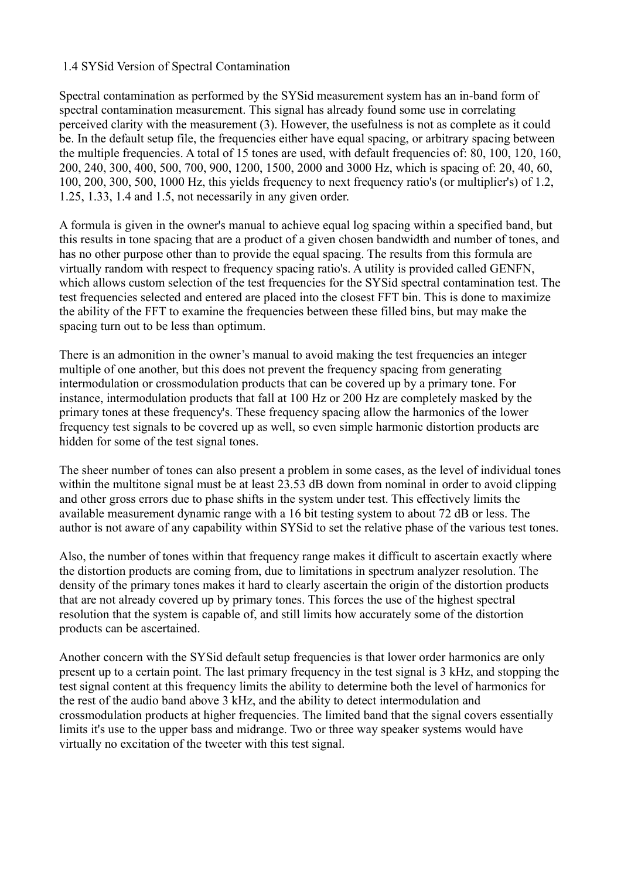## 1.4 SYSid Version of Spectral Contamination

Spectral contamination as performed by the SYSid measurement system has an in-band form of spectral contamination measurement. This signal has already found some use in correlating perceived clarity with the measurement (3). However, the usefulness is not as complete as it could be. In the default setup file, the frequencies either have equal spacing, or arbitrary spacing between the multiple frequencies. A total of 15 tones are used, with default frequencies of: 80, 100, 120, 160, 200, 240, 300, 400, 500, 700, 900, 1200, 1500, 2000 and 3000 Hz, which is spacing of: 20, 40, 60, 100, 200, 300, 500, 1000 Hz, this yields frequency to next frequency ratio's (or multiplier's) of 1.2, 1.25, 1.33, 1.4 and 1.5, not necessarily in any given order.

A formula is given in the owner's manual to achieve equal log spacing within a specified band, but this results in tone spacing that are a product of a given chosen bandwidth and number of tones, and has no other purpose other than to provide the equal spacing. The results from this formula are virtually random with respect to frequency spacing ratio's. A utility is provided called GENFN, which allows custom selection of the test frequencies for the SYSid spectral contamination test. The test frequencies selected and entered are placed into the closest FFT bin. This is done to maximize the ability of the FFT to examine the frequencies between these filled bins, but may make the spacing turn out to be less than optimum.

There is an admonition in the owner's manual to avoid making the test frequencies an integer multiple of one another, but this does not prevent the frequency spacing from generating intermodulation or crossmodulation products that can be covered up by a primary tone. For instance, intermodulation products that fall at 100 Hz or 200 Hz are completely masked by the primary tones at these frequency's. These frequency spacing allow the harmonics of the lower frequency test signals to be covered up as well, so even simple harmonic distortion products are hidden for some of the test signal tones.

The sheer number of tones can also present a problem in some cases, as the level of individual tones within the multitone signal must be at least 23.53 dB down from nominal in order to avoid clipping and other gross errors due to phase shifts in the system under test. This effectively limits the available measurement dynamic range with a 16 bit testing system to about 72 dB or less. The author is not aware of any capability within SYSid to set the relative phase of the various test tones.

Also, the number of tones within that frequency range makes it difficult to ascertain exactly where the distortion products are coming from, due to limitations in spectrum analyzer resolution. The density of the primary tones makes it hard to clearly ascertain the origin of the distortion products that are not already covered up by primary tones. This forces the use of the highest spectral resolution that the system is capable of, and still limits how accurately some of the distortion products can be ascertained.

Another concern with the SYSid default setup frequencies is that lower order harmonics are only present up to a certain point. The last primary frequency in the test signal is 3 kHz, and stopping the test signal content at this frequency limits the ability to determine both the level of harmonics for the rest of the audio band above 3 kHz, and the ability to detect intermodulation and crossmodulation products at higher frequencies. The limited band that the signal covers essentially limits it's use to the upper bass and midrange. Two or three way speaker systems would have virtually no excitation of the tweeter with this test signal.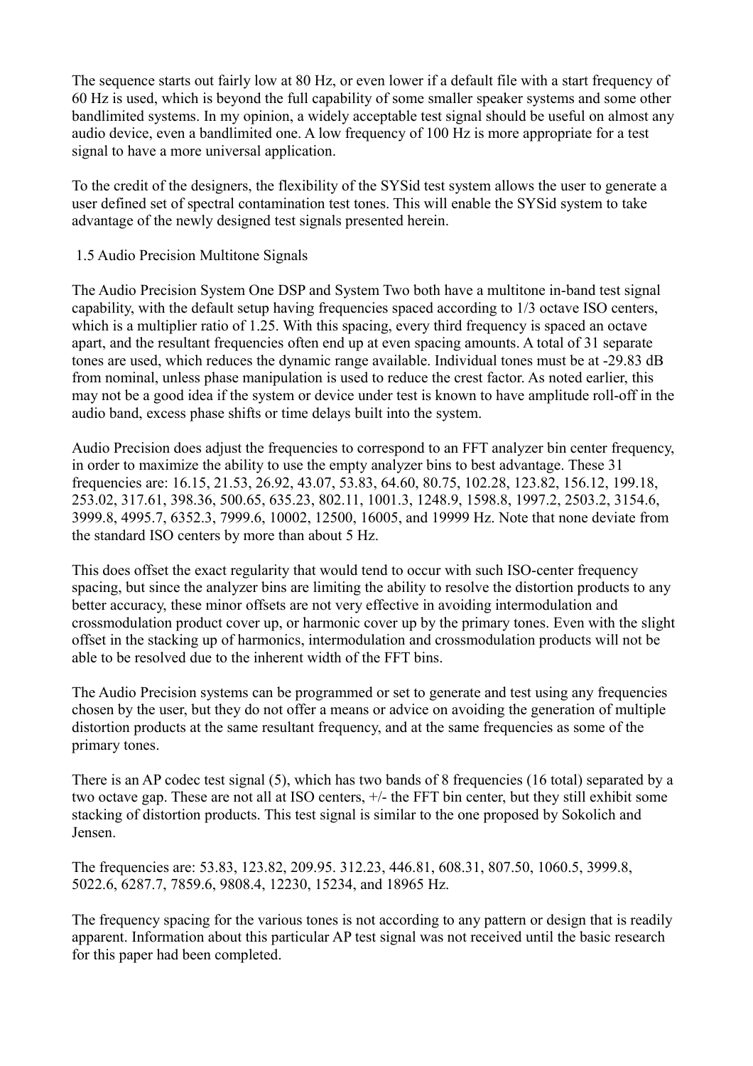The sequence starts out fairly low at 80 Hz, or even lower if a default file with a start frequency of 60 Hz is used, which is beyond the full capability of some smaller speaker systems and some other bandlimited systems. In my opinion, a widely acceptable test signal should be useful on almost any audio device, even a bandlimited one. A low frequency of 100 Hz is more appropriate for a test signal to have a more universal application.

To the credit of the designers, the flexibility of the SYSid test system allows the user to generate a user defined set of spectral contamination test tones. This will enable the SYSid system to take advantage of the newly designed test signals presented herein.

### 1.5 Audio Precision Multitone Signals

The Audio Precision System One DSP and System Two both have a multitone in-band test signal capability, with the default setup having frequencies spaced according to 1/3 octave ISO centers, which is a multiplier ratio of 1.25. With this spacing, every third frequency is spaced an octave apart, and the resultant frequencies often end up at even spacing amounts. A total of 31 separate tones are used, which reduces the dynamic range available. Individual tones must be at -29.83 dB from nominal, unless phase manipulation is used to reduce the crest factor. As noted earlier, this may not be a good idea if the system or device under test is known to have amplitude roll-off in the audio band, excess phase shifts or time delays built into the system.

Audio Precision does adjust the frequencies to correspond to an FFT analyzer bin center frequency, in order to maximize the ability to use the empty analyzer bins to best advantage. These 31 frequencies are: 16.15, 21.53, 26.92, 43.07, 53.83, 64.60, 80.75, 102.28, 123.82, 156.12, 199.18, 253.02, 317.61, 398.36, 500.65, 635.23, 802.11, 1001.3, 1248.9, 1598.8, 1997.2, 2503.2, 3154.6, 3999.8, 4995.7, 6352.3, 7999.6, 10002, 12500, 16005, and 19999 Hz. Note that none deviate from the standard ISO centers by more than about 5 Hz.

This does offset the exact regularity that would tend to occur with such ISO-center frequency spacing, but since the analyzer bins are limiting the ability to resolve the distortion products to any better accuracy, these minor offsets are not very effective in avoiding intermodulation and crossmodulation product cover up, or harmonic cover up by the primary tones. Even with the slight offset in the stacking up of harmonics, intermodulation and crossmodulation products will not be able to be resolved due to the inherent width of the FFT bins.

The Audio Precision systems can be programmed or set to generate and test using any frequencies chosen by the user, but they do not offer a means or advice on avoiding the generation of multiple distortion products at the same resultant frequency, and at the same frequencies as some of the primary tones.

There is an AP codec test signal (5), which has two bands of 8 frequencies (16 total) separated by a two octave gap. These are not all at ISO centers, +/- the FFT bin center, but they still exhibit some stacking of distortion products. This test signal is similar to the one proposed by Sokolich and Jensen.

The frequencies are: 53.83, 123.82, 209.95. 312.23, 446.81, 608.31, 807.50, 1060.5, 3999.8, 5022.6, 6287.7, 7859.6, 9808.4, 12230, 15234, and 18965 Hz.

The frequency spacing for the various tones is not according to any pattern or design that is readily apparent. Information about this particular AP test signal was not received until the basic research for this paper had been completed.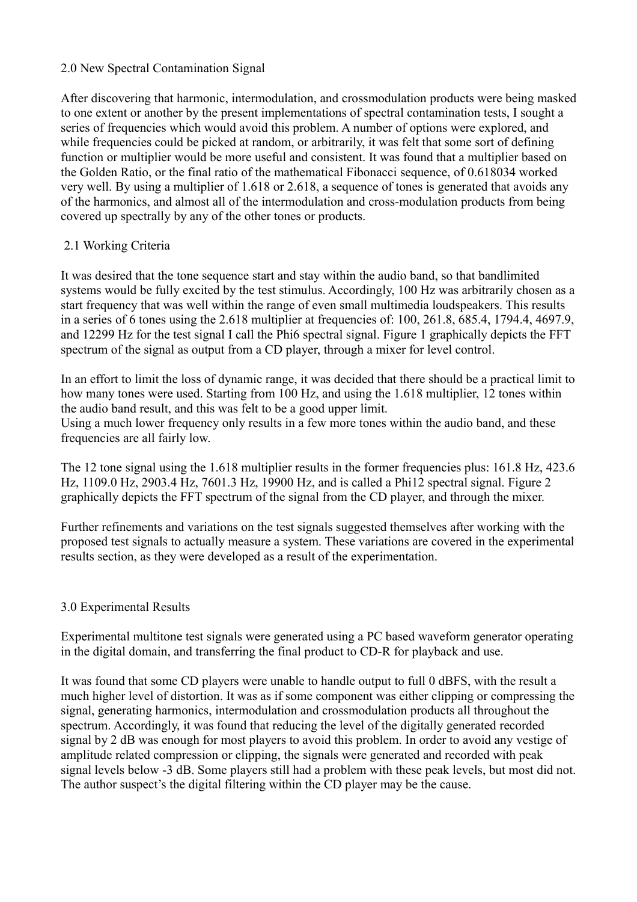## 2.0 New Spectral Contamination Signal

After discovering that harmonic, intermodulation, and crossmodulation products were being masked to one extent or another by the present implementations of spectral contamination tests, I sought a series of frequencies which would avoid this problem. A number of options were explored, and while frequencies could be picked at random, or arbitrarily, it was felt that some sort of defining function or multiplier would be more useful and consistent. It was found that a multiplier based on the Golden Ratio, or the final ratio of the mathematical Fibonacci sequence, of 0.618034 worked very well. By using a multiplier of 1.618 or 2.618, a sequence of tones is generated that avoids any of the harmonics, and almost all of the intermodulation and cross-modulation products from being covered up spectrally by any of the other tones or products.

### 2.1 Working Criteria

It was desired that the tone sequence start and stay within the audio band, so that bandlimited systems would be fully excited by the test stimulus. Accordingly, 100 Hz was arbitrarily chosen as a start frequency that was well within the range of even small multimedia loudspeakers. This results in a series of 6 tones using the 2.618 multiplier at frequencies of: 100, 261.8, 685.4, 1794.4, 4697.9, and 12299 Hz for the test signal I call the Phi6 spectral signal. Figure 1 graphically depicts the FFT spectrum of the signal as output from a CD player, through a mixer for level control.

In an effort to limit the loss of dynamic range, it was decided that there should be a practical limit to how many tones were used. Starting from 100 Hz, and using the 1.618 multiplier, 12 tones within the audio band result, and this was felt to be a good upper limit.
Using a much lower frequency only results in a few more tones within the audio band, and these frequencies are all fairly low.

The 12 tone signal using the 1.618 multiplier results in the former frequencies plus: 161.8 Hz, 423.6 Hz, 1109.0 Hz, 2903.4 Hz, 7601.3 Hz, 19900 Hz, and is called a Phi12 spectral signal. Figure 2 graphically depicts the FFT spectrum of the signal from the CD player, and through the mixer.

Further refinements and variations on the test signals suggested themselves after working with the proposed test signals to actually measure a system. These variations are covered in the experimental results section, as they were developed as a result of the experimentation.

## 3.0 Experimental Results

Experimental multitone test signals were generated using a PC based waveform generator operating in the digital domain, and transferring the final product to CD-R for playback and use.

It was found that some CD players were unable to handle output to full 0 dBFS, with the result a much higher level of distortion. It was as if some component was either clipping or compressing the signal, generating harmonics, intermodulation and crossmodulation products all throughout the spectrum. Accordingly, it was found that reducing the level of the digitally generated recorded signal by 2 dB was enough for most players to avoid this problem. In order to avoid any vestige of amplitude related compression or clipping, the signals were generated and recorded with peak signal levels below -3 dB. Some players still had a problem with these peak levels, but most did not. The author suspect's the digital filtering within the CD player may be the cause.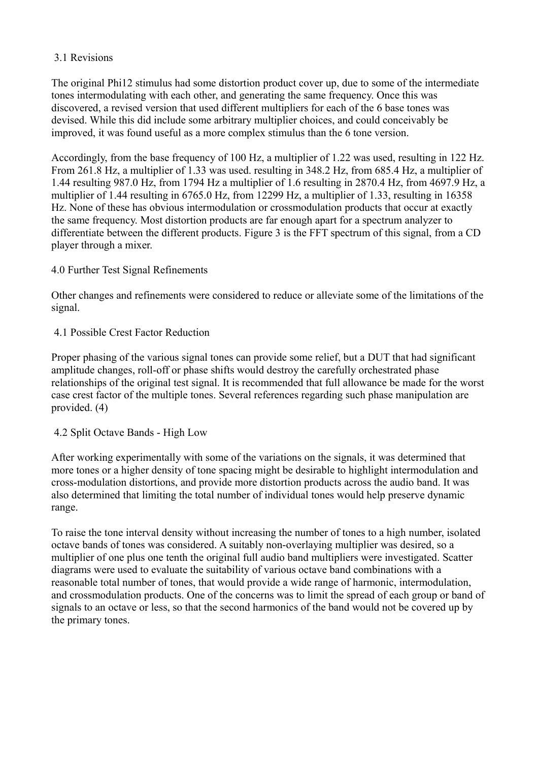### 3.1 Revisions

The original Phi12 stimulus had some distortion product cover up, due to some of the intermediate tones intermodulating with each other, and generating the same frequency. Once this was discovered, a revised version that used different multipliers for each of the 6 base tones was devised. While this did include some arbitrary multiplier choices, and could conceivably be improved, it was found useful as a more complex stimulus than the 6 tone version.

Accordingly, from the base frequency of 100 Hz, a multiplier of 1.22 was used, resulting in 122 Hz. From 261.8 Hz, a multiplier of 1.33 was used. resulting in 348.2 Hz, from 685.4 Hz, a multiplier of 1.44 resulting 987.0 Hz, from 1794 Hz a multiplier of 1.6 resulting in 2870.4 Hz, from 4697.9 Hz, a multiplier of 1.44 resulting in 6765.0 Hz, from 12299 Hz, a multiplier of 1.33, resulting in 16358 Hz. None of these has obvious intermodulation or crossmodulation products that occur at exactly the same frequency. Most distortion products are far enough apart for a spectrum analyzer to differentiate between the different products. Figure 3 is the FFT spectrum of this signal, from a CD player through a mixer.

## 4.0 Further Test Signal Refinements

Other changes and refinements were considered to reduce or alleviate some of the limitations of the signal.

### 4.1 Possible Crest Factor Reduction

Proper phasing of the various signal tones can provide some relief, but a DUT that had significant amplitude changes, roll-off or phase shifts would destroy the carefully orchestrated phase relationships of the original test signal. It is recommended that full allowance be made for the worst case crest factor of the multiple tones. Several references regarding such phase manipulation are provided. (4)

### 4.2 Split Octave Bands - High Low

After working experimentally with some of the variations on the signals, it was determined that more tones or a higher density of tone spacing might be desirable to highlight intermodulation and cross-modulation distortions, and provide more distortion products across the audio band. It was also determined that limiting the total number of individual tones would help preserve dynamic range.

To raise the tone interval density without increasing the number of tones to a high number, isolated octave bands of tones was considered. A suitably non-overlaying multiplier was desired, so a multiplier of one plus one tenth the original full audio band multipliers were investigated. Scatter diagrams were used to evaluate the suitability of various octave band combinations with a reasonable total number of tones, that would provide a wide range of harmonic, intermodulation, and crossmodulation products. One of the concerns was to limit the spread of each group or band of signals to an octave or less, so that the second harmonics of the band would not be covered up by the primary tones.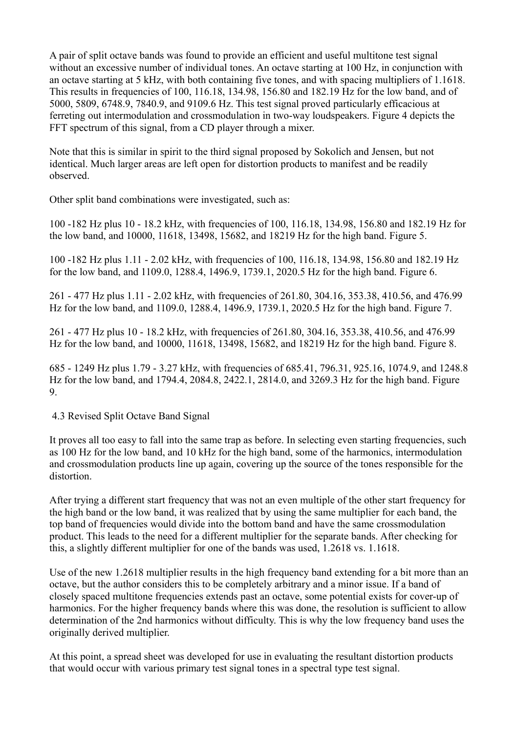A pair of split octave bands was found to provide an efficient and useful multitone test signal without an excessive number of individual tones. An octave starting at 100 Hz, in conjunction with an octave starting at 5 kHz, with both containing five tones, and with spacing multipliers of 1.1618. This results in frequencies of 100, 116.18, 134.98, 156.80 and 182.19 Hz for the low band, and of 5000, 5809, 6748.9, 7840.9, and 9109.6 Hz. This test signal proved particularly efficacious at ferreting out intermodulation and crossmodulation in two-way loudspeakers. Figure 4 depicts the FFT spectrum of this signal, from a CD player through a mixer.

Note that this is similar in spirit to the third signal proposed by Sokolich and Jensen, but not identical. Much larger areas are left open for distortion products to manifest and be readily observed.

Other split band combinations were investigated, such as:

100 -182 Hz plus 10 - 18.2 kHz, with frequencies of 100, 116.18, 134.98, 156.80 and 182.19 Hz for the low band, and 10000, 11618, 13498, 15682, and 18219 Hz for the high band. Figure 5.

100 -182 Hz plus 1.11 - 2.02 kHz, with frequencies of 100, 116.18, 134.98, 156.80 and 182.19 Hz for the low band, and 1109.0, 1288.4, 1496.9, 1739.1, 2020.5 Hz for the high band. Figure 6.

261 - 477 Hz plus 1.11 - 2.02 kHz, with frequencies of 261.80, 304.16, 353.38, 410.56, and 476.99 Hz for the low band, and 1109.0, 1288.4, 1496.9, 1739.1, 2020.5 Hz for the high band. Figure 7.

261 - 477 Hz plus 10 - 18.2 kHz, with frequencies of 261.80, 304.16, 353.38, 410.56, and 476.99 Hz for the low band, and 10000, 11618, 13498, 15682, and 18219 Hz for the high band. Figure 8.

685 - 1249 Hz plus 1.79 - 3.27 kHz, with frequencies of 685.41, 796.31, 925.16, 1074.9, and 1248.8 Hz for the low band, and 1794.4, 2084.8, 2422.1, 2814.0, and 3269.3 Hz for the high band. Figure 9.

### 4.3 Revised Split Octave Band Signal

It proves all too easy to fall into the same trap as before. In selecting even starting frequencies, such as 100 Hz for the low band, and 10 kHz for the high band, some of the harmonics, intermodulation and crossmodulation products line up again, covering up the source of the tones responsible for the distortion.

After trying a different start frequency that was not an even multiple of the other start frequency for the high band or the low band, it was realized that by using the same multiplier for each band, the top band of frequencies would divide into the bottom band and have the same crossmodulation product. This leads to the need for a different multiplier for the separate bands. After checking for this, a slightly different multiplier for one of the bands was used, 1.2618 vs. 1.1618.

Use of the new 1.2618 multiplier results in the high frequency band extending for a bit more than an octave, but the author considers this to be completely arbitrary and a minor issue. If a band of closely spaced multitone frequencies extends past an octave, some potential exists for cover-up of harmonics. For the higher frequency bands where this was done, the resolution is sufficient to allow determination of the 2nd harmonics without difficulty. This is why the low frequency band uses the originally derived multiplier.

At this point, a spread sheet was developed for use in evaluating the resultant distortion products that would occur with various primary test signal tones in a spectral type test signal.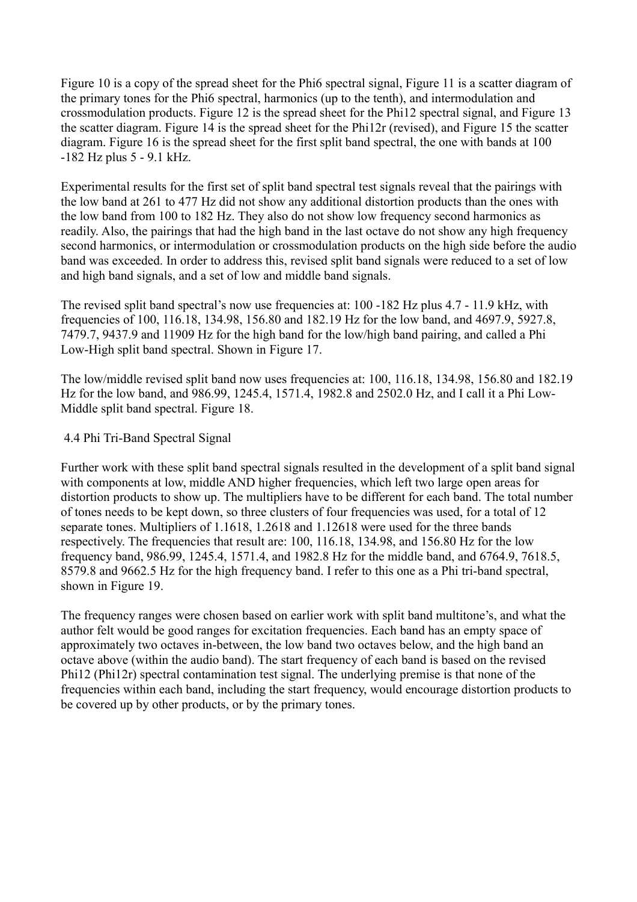Figure 10 is a copy of the spread sheet for the Phi6 spectral signal, Figure 11 is a scatter diagram of the primary tones for the Phi6 spectral, harmonics (up to the tenth), and intermodulation and crossmodulation products. Figure 12 is the spread sheet for the Phi12 spectral signal, and Figure 13 the scatter diagram. Figure 14 is the spread sheet for the Phi12r (revised), and Figure 15 the scatter diagram. Figure 16 is the spread sheet for the first split band spectral, the one with bands at 100 -182 Hz plus 5 - 9.1 kHz.

Experimental results for the first set of split band spectral test signals reveal that the pairings with the low band at 261 to 477 Hz did not show any additional distortion products than the ones with the low band from 100 to 182 Hz. They also do not show low frequency second harmonics as readily. Also, the pairings that had the high band in the last octave do not show any high frequency second harmonics, or intermodulation or crossmodulation products on the high side before the audio band was exceeded. In order to address this, revised split band signals were reduced to a set of low and high band signals, and a set of low and middle band signals.

The revised split band spectral's now use frequencies at: 100 -182 Hz plus 4.7 - 11.9 kHz, with frequencies of 100, 116.18, 134.98, 156.80 and 182.19 Hz for the low band, and 4697.9, 5927.8, 7479.7, 9437.9 and 11909 Hz for the high band for the low/high band pairing, and called a Phi Low-High split band spectral. Shown in Figure 17.

The low/middle revised split band now uses frequencies at: 100, 116.18, 134.98, 156.80 and 182.19 Hz for the low band, and 986.99, 1245.4, 1571.4, 1982.8 and 2502.0 Hz, and I call it a Phi Low-Middle split band spectral. Figure 18.

## 4.4 Phi Tri-Band Spectral Signal

Further work with these split band spectral signals resulted in the development of a split band signal with components at low, middle AND higher frequencies, which left two large open areas for distortion products to show up. The multipliers have to be different for each band. The total number of tones needs to be kept down, so three clusters of four frequencies was used, for a total of 12 separate tones. Multipliers of 1.1618, 1.2618 and 1.12618 were used for the three bands respectively. The frequencies that result are: 100, 116.18, 134.98, and 156.80 Hz for the low frequency band, 986.99, 1245.4, 1571.4, and 1982.8 Hz for the middle band, and 6764.9, 7618.5, 8579.8 and 9662.5 Hz for the high frequency band. I refer to this one as a Phi tri-band spectral, shown in Figure 19.

The frequency ranges were chosen based on earlier work with split band multitone's, and what the author felt would be good ranges for excitation frequencies. Each band has an empty space of approximately two octaves in-between, the low band two octaves below, and the high band an octave above (within the audio band). The start frequency of each band is based on the revised Phi12 (Phi12r) spectral contamination test signal. The underlying premise is that none of the frequencies within each band, including the start frequency, would encourage distortion products to be covered up by other products, or by the primary tones.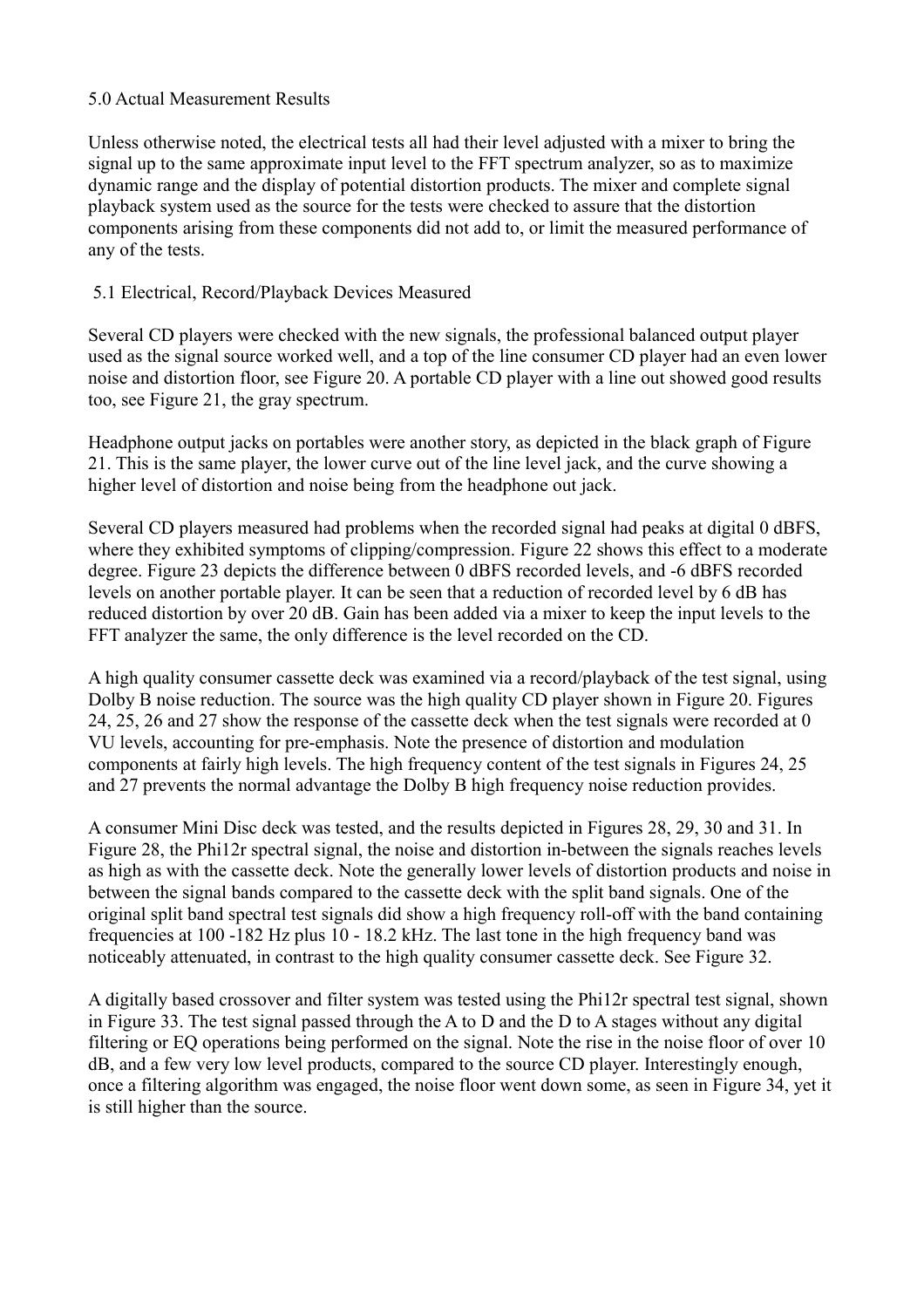## 5.0 Actual Measurement Results

Unless otherwise noted, the electrical tests all had their level adjusted with a mixer to bring the signal up to the same approximate input level to the FFT spectrum analyzer, so as to maximize dynamic range and the display of potential distortion products. The mixer and complete signal playback system used as the source for the tests were checked to assure that the distortion components arising from these components did not add to, or limit the measured performance of any of the tests.

### 5.1 Electrical, Record/Playback Devices Measured

Several CD players were checked with the new signals, the professional balanced output player used as the signal source worked well, and a top of the line consumer CD player had an even lower noise and distortion floor, see Figure 20. A portable CD player with a line out showed good results too, see Figure 21, the gray spectrum.

Headphone output jacks on portables were another story, as depicted in the black graph of Figure 21. This is the same player, the lower curve out of the line level jack, and the curve showing a higher level of distortion and noise being from the headphone out jack.

Several CD players measured had problems when the recorded signal had peaks at digital 0 dBFS, where they exhibited symptoms of clipping/compression. Figure 22 shows this effect to a moderate degree. Figure 23 depicts the difference between 0 dBFS recorded levels, and -6 dBFS recorded levels on another portable player. It can be seen that a reduction of recorded level by 6 dB has reduced distortion by over 20 dB. Gain has been added via a mixer to keep the input levels to the FFT analyzer the same, the only difference is the level recorded on the CD.

A high quality consumer cassette deck was examined via a record/playback of the test signal, using Dolby B noise reduction. The source was the high quality CD player shown in Figure 20. Figures 24, 25, 26 and 27 show the response of the cassette deck when the test signals were recorded at 0 VU levels, accounting for pre-emphasis. Note the presence of distortion and modulation components at fairly high levels. The high frequency content of the test signals in Figures 24, 25 and 27 prevents the normal advantage the Dolby B high frequency noise reduction provides.

A consumer Mini Disc deck was tested, and the results depicted in Figures 28, 29, 30 and 31. In Figure 28, the Phi12r spectral signal, the noise and distortion in-between the signals reaches levels as high as with the cassette deck. Note the generally lower levels of distortion products and noise in between the signal bands compared to the cassette deck with the split band signals. One of the original split band spectral test signals did show a high frequency roll-off with the band containing frequencies at 100 -182 Hz plus 10 - 18.2 kHz. The last tone in the high frequency band was noticeably attenuated, in contrast to the high quality consumer cassette deck. See Figure 32.

A digitally based crossover and filter system was tested using the Phi12r spectral test signal, shown in Figure 33. The test signal passed through the A to D and the D to A stages without any digital filtering or EQ operations being performed on the signal. Note the rise in the noise floor of over 10 dB, and a few very low level products, compared to the source CD player. Interestingly enough, once a filtering algorithm was engaged, the noise floor went down some, as seen in Figure 34, yet it is still higher than the source.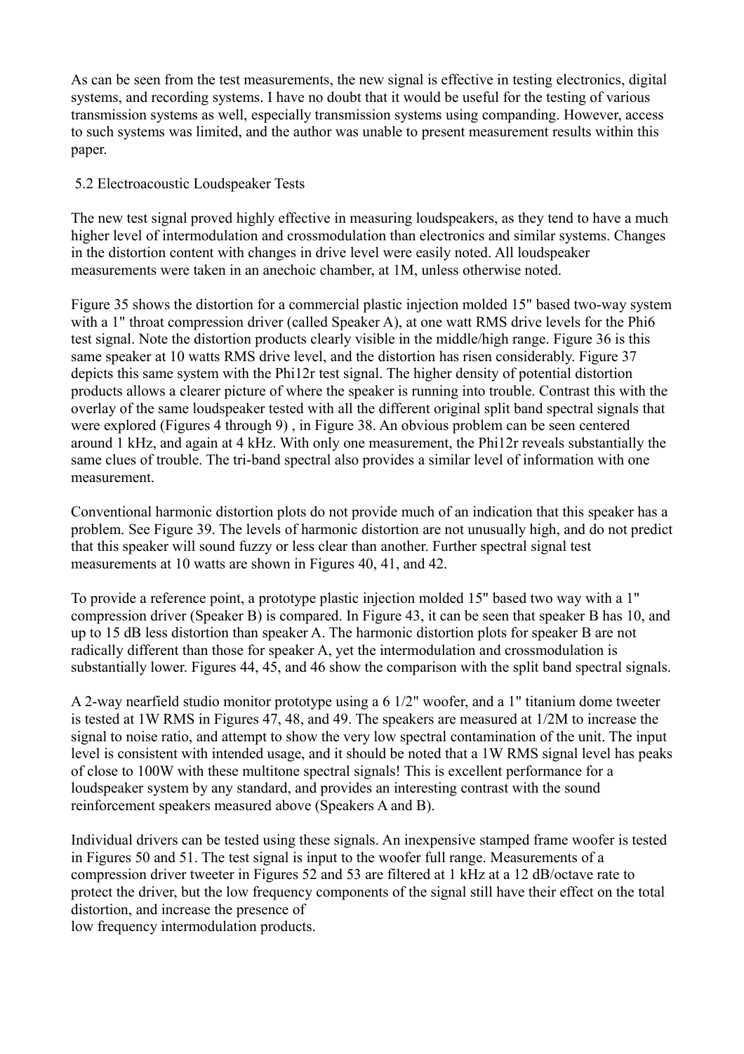As can be seen from the test measurements, the new signal is effective in testing electronics, digital systems, and recording systems. I have no doubt that it would be useful for the testing of various transmission systems as well, especially transmission systems using companding. However, access to such systems was limited, and the author was unable to present measurement results within this paper.

## 5.2 Electroacoustic Loudspeaker Tests

The new test signal proved highly effective in measuring loudspeakers, as they tend to have a much higher level of intermodulation and crossmodulation than electronics and similar systems. Changes in the distortion content with changes in drive level were easily noted. All loudspeaker measurements were taken in an anechoic chamber, at 1M, unless otherwise noted.

Figure 35 shows the distortion for a commercial plastic injection molded 15" based two-way system with a 1" throat compression driver (called Speaker A), at one watt RMS drive levels for the Phi6 test signal. Note the distortion products clearly visible in the middle/high range. Figure 36 is this same speaker at 10 watts RMS drive level, and the distortion has risen considerably. Figure 37 depicts this same system with the Phi12r test signal. The higher density of potential distortion products allows a clearer picture of where the speaker is running into trouble. Contrast this with the overlay of the same loudspeaker tested with all the different original split band spectral signals that were explored (Figures 4 through 9) , in Figure 38. An obvious problem can be seen centered around 1 kHz, and again at 4 kHz. With only one measurement, the Phi12r reveals substantially the same clues of trouble. The tri-band spectral also provides a similar level of information with one measurement.

Conventional harmonic distortion plots do not provide much of an indication that this speaker has a problem. See Figure 39. The levels of harmonic distortion are not unusually high, and do not predict that this speaker will sound fuzzy or less clear than another. Further spectral signal test measurements at 10 watts are shown in Figures 40, 41, and 42.

To provide a reference point, a prototype plastic injection molded 15" based two way with a 1" compression driver (Speaker B) is compared. In Figure 43, it can be seen that speaker B has 10, and up to 15 dB less distortion than speaker A. The harmonic distortion plots for speaker B are not radically different than those for speaker A, yet the intermodulation and crossmodulation is substantially lower. Figures 44, 45, and 46 show the comparison with the split band spectral signals.

A 2-way nearfield studio monitor prototype using a 6 1/2" woofer, and a 1" titanium dome tweeter is tested at 1W RMS in Figures 47, 48, and 49. The speakers are measured at 1/2M to increase the signal to noise ratio, and attempt to show the very low spectral contamination of the unit. The input level is consistent with intended usage, and it should be noted that a 1W RMS signal level has peaks of close to 100W with these multitone spectral signals! This is excellent performance for a loudspeaker system by any standard, and provides an interesting contrast with the sound reinforcement speakers measured above (Speakers A and B).

Individual drivers can be tested using these signals. An inexpensive stamped frame woofer is tested in Figures 50 and 51. The test signal is input to the woofer full range. Measurements of a compression driver tweeter in Figures 52 and 53 are filtered at 1 kHz at a 12 dB/octave rate to protect the driver, but the low frequency components of the signal still have their effect on the total distortion, and increase the presence of low frequency intermodulation products.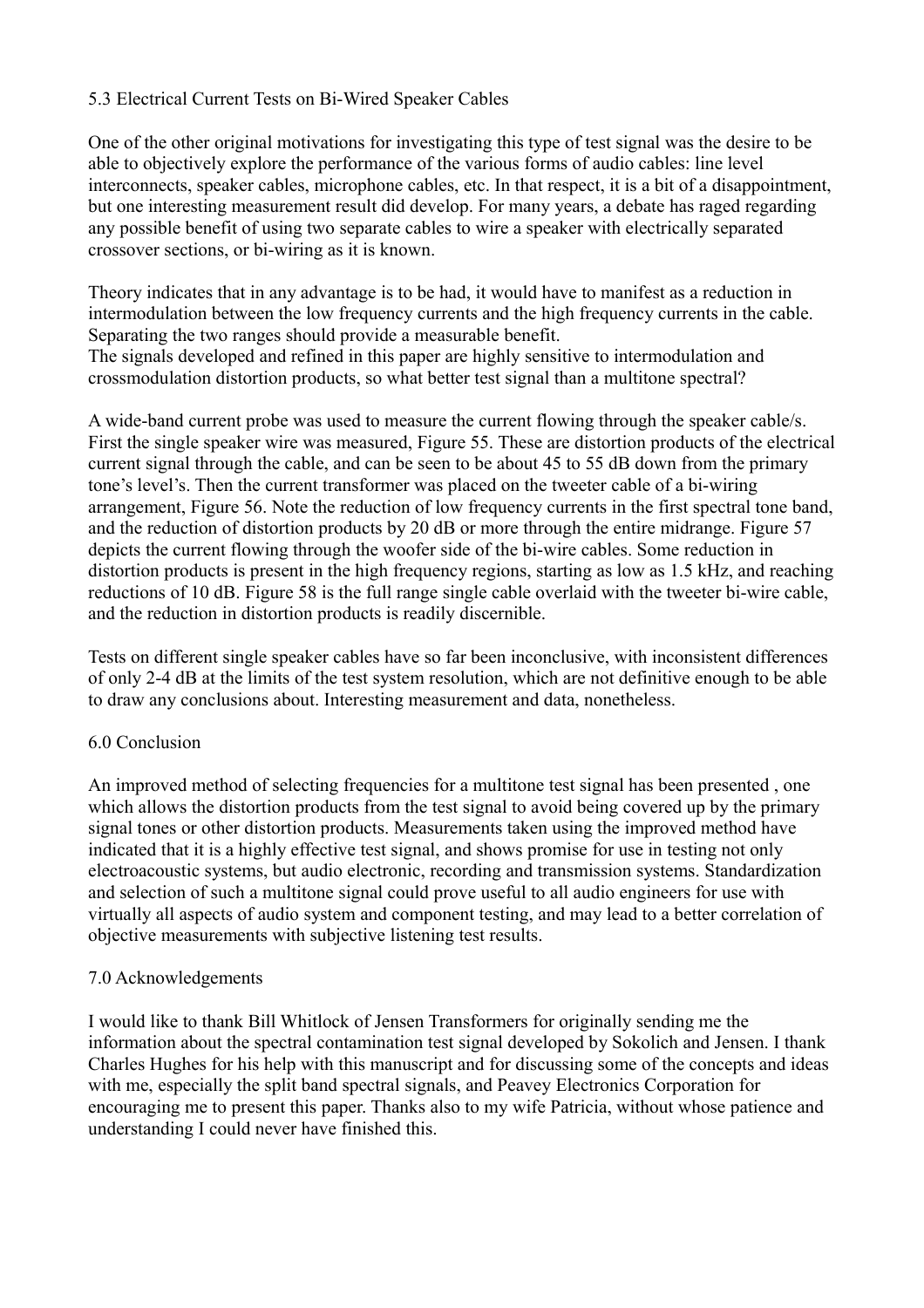## 5.3 Electrical Current Tests on Bi-Wired Speaker Cables

One of the other original motivations for investigating this type of test signal was the desire to be able to objectively explore the performance of the various forms of audio cables: line level interconnects, speaker cables, microphone cables, etc. In that respect, it is a bit of a disappointment, but one interesting measurement result did develop. For many years, a debate has raged regarding any possible benefit of using two separate cables to wire a speaker with electrically separated crossover sections, or bi-wiring as it is known.

Theory indicates that in any advantage is to be had, it would have to manifest as a reduction in intermodulation between the low frequency currents and the high frequency currents in the cable. Separating the two ranges should provide a measurable benefit.
The signals developed and refined in this paper are highly sensitive to intermodulation and crossmodulation distortion products, so what better test signal than a multitone spectral?

A wide-band current probe was used to measure the current flowing through the speaker cable/s. First the single speaker wire was measured, Figure 55. These are distortion products of the electrical current signal through the cable, and can be seen to be about 45 to 55 dB down from the primary tone's level's. Then the current transformer was placed on the tweeter cable of a bi-wiring arrangement, Figure 56. Note the reduction of low frequency currents in the first spectral tone band, and the reduction of distortion products by 20 dB or more through the entire midrange. Figure 57 depicts the current flowing through the woofer side of the bi-wire cables. Some reduction in distortion products is present in the high frequency regions, starting as low as 1.5 kHz, and reaching reductions of 10 dB. Figure 58 is the full range single cable overlaid with the tweeter bi-wire cable, and the reduction in distortion products is readily discernible.

Tests on different single speaker cables have so far been inconclusive, with inconsistent differences of only 2-4 dB at the limits of the test system resolution, which are not definitive enough to be able to draw any conclusions about. Interesting measurement and data, nonetheless.

## 6.0 Conclusion

An improved method of selecting frequencies for a multitone test signal has been presented , one which allows the distortion products from the test signal to avoid being covered up by the primary signal tones or other distortion products. Measurements taken using the improved method have indicated that it is a highly effective test signal, and shows promise for use in testing not only electroacoustic systems, but audio electronic, recording and transmission systems. Standardization and selection of such a multitone signal could prove useful to all audio engineers for use with virtually all aspects of audio system and component testing, and may lead to a better correlation of objective measurements with subjective listening test results.

## 7.0 Acknowledgements

I would like to thank Bill Whitlock of Jensen Transformers for originally sending me the information about the spectral contamination test signal developed by Sokolich and Jensen. I thank Charles Hughes for his help with this manuscript and for discussing some of the concepts and ideas with me, especially the split band spectral signals, and Peavey Electronics Corporation for encouraging me to present this paper. Thanks also to my wife Patricia, without whose patience and understanding I could never have finished this.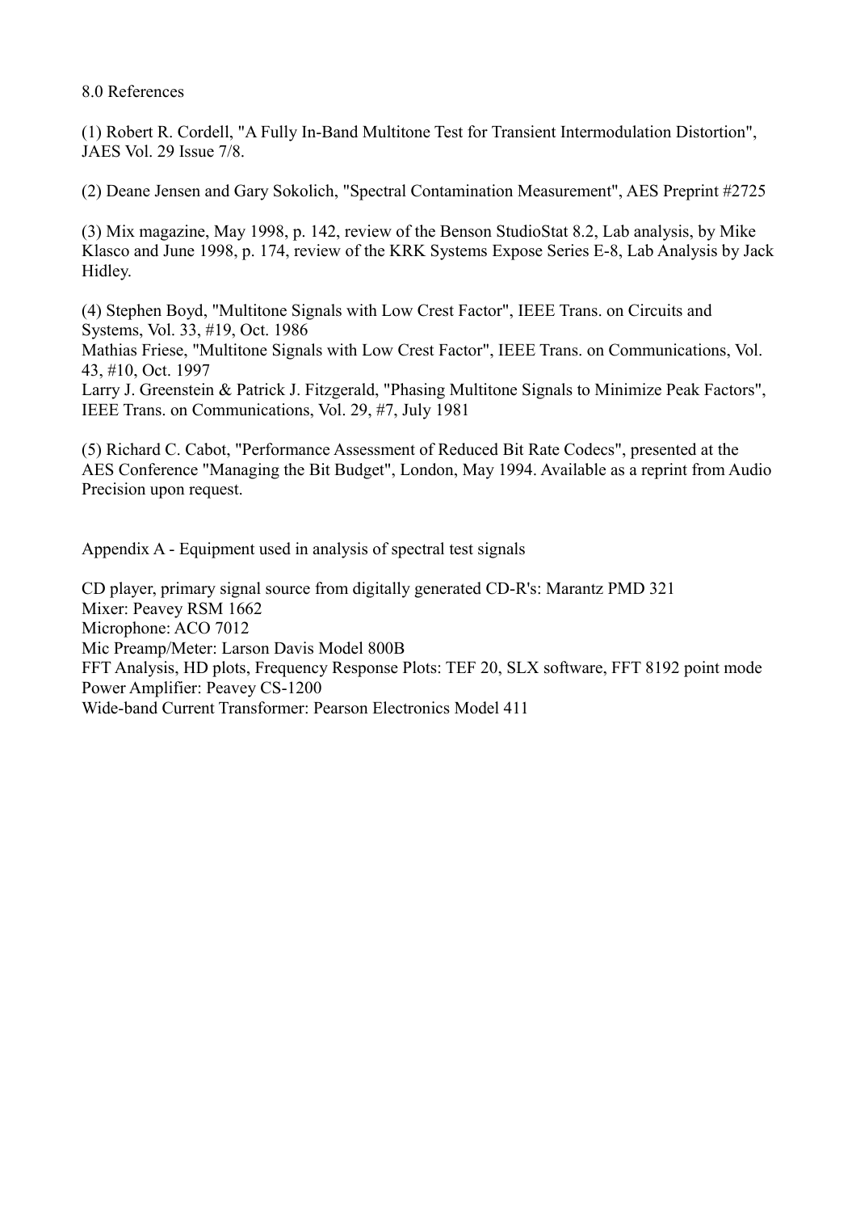## 8.0 References

(1) Robert R. Cordell, "A Fully In-Band Multitone Test for Transient Intermodulation Distortion", JAES Vol. 29 Issue 7/8.

(2) Deane Jensen and Gary Sokolich, "Spectral Contamination Measurement", AES Preprint #2725

(3) Mix magazine, May 1998, p. 142, review of the Benson StudioStat 8.2, Lab analysis, by Mike Klasco and June 1998, p. 174, review of the KRK Systems Expose Series E-8, Lab Analysis by Jack Hidley.

(4) Stephen Boyd, "Multitone Signals with Low Crest Factor", IEEE Trans. on Circuits and Systems, Vol. 33, #19, Oct. 1986
Mathias Friese, "Multitone Signals with Low Crest Factor", IEEE Trans. on Communications, Vol. 43, #10, Oct. 1997
Larry J. Greenstein & Patrick J. Fitzgerald, "Phasing Multitone Signals to Minimize Peak Factors", IEEE Trans. on Communications, Vol. 29, #7, July 1981

(5) Richard C. Cabot, "Performance Assessment of Reduced Bit Rate Codecs", presented at the AES Conference "Managing the Bit Budget", London, May 1994. Available as a reprint from Audio Precision upon request.

## Appendix A - Equipment used in analysis of spectral test signals

CD player, primary signal source from digitally generated CD-R's: Marantz PMD 321
Mixer: Peavey RSM 1662
Microphone: ACO 7012
Mic Preamp/Meter: Larson Davis Model 800B
FFT Analysis, HD plots, Frequency Response Plots: TEF 20, SLX software, FFT 8192 point mode
Power Amplifier: Peavey CS-1200
Wide-band Current Transformer: Pearson Electronics Model 411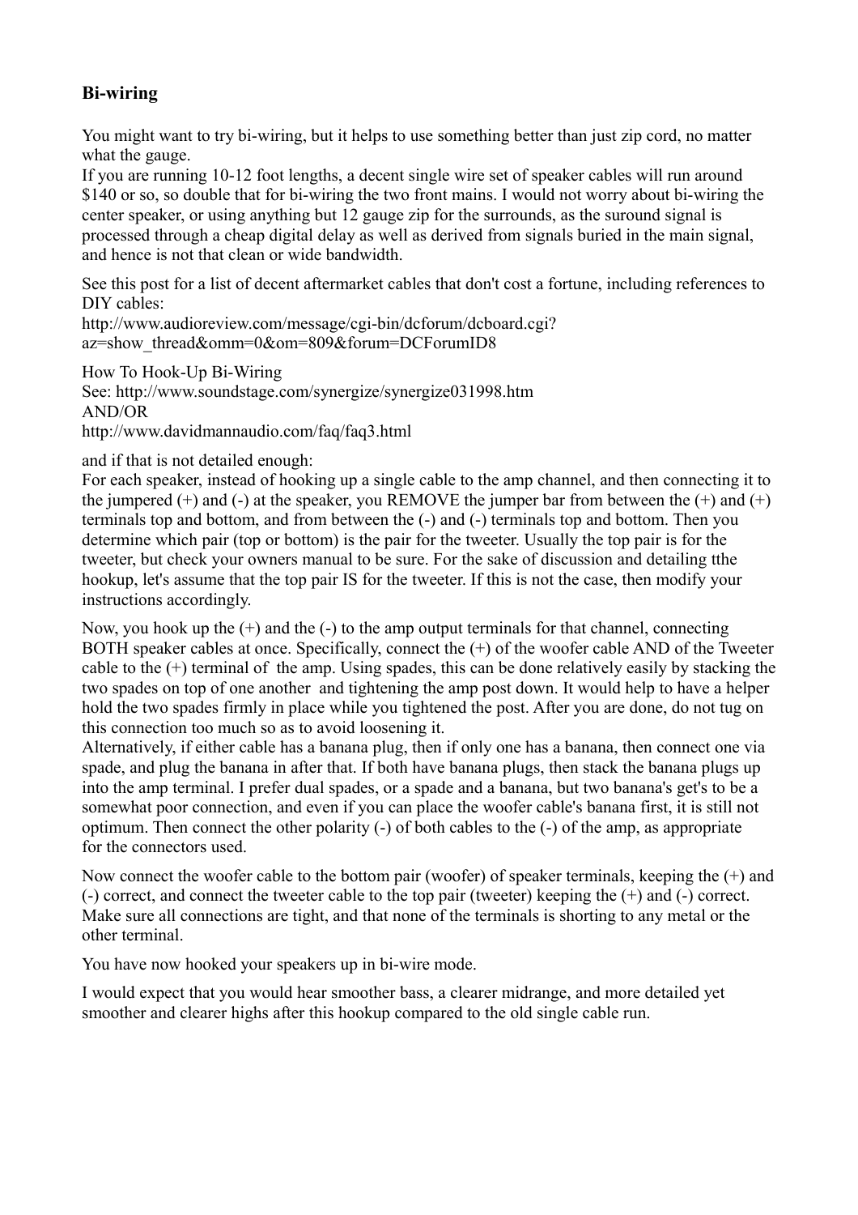## Bi-wiring

You might want to try bi-wiring, but it helps to use something better than just zip cord, no matter what the gauge.
If you are running 10-12 foot lengths, a decent single wire set of speaker cables will run around $140 or so, so double that for bi-wiring the two front mains. I would not worry about bi-wiring the center speaker, or using anything but 12 gauge zip for the surrounds, as the suround signal is processed through a cheap digital delay as well as derived from signals buried in the main signal, and hence is not that clean or wide bandwidth.

See this post for a list of decent aftermarket cables that don't cost a fortune, including references to DIY cables:
http://www.audioreview.com/message/cgi-bin/dcforum/dcboard.cgi?az=show_thread&omm=0&om=809&forum=DCForumID8

How To Hook-Up Bi-Wiring
See: http://www.soundstage.com/synergize/synergize031998.htm
AND/OR
http://www.davidmannaudio.com/faq/faq3.html

and if that is not detailed enough:
For each speaker, instead of hooking up a single cable to the amp channel, and then connecting it to the jumpered (+) and (-) at the speaker, you REMOVE the jumper bar from between the (+) and (+) terminals top and bottom, and from between the (-) and (-) terminals top and bottom. Then you determine which pair (top or bottom) is the pair for the tweeter. Usually the top pair is for the tweeter, but check your owners manual to be sure. For the sake of discussion and detailing tthe hookup, let's assume that the top pair IS for the tweeter. If this is not the case, then modify your instructions accordingly.

Now, you hook up the (+) and the (-) to the amp output terminals for that channel, connecting BOTH speaker cables at once. Specifically, connect the (+) of the woofer cable AND of the Tweeter cable to the (+) terminal of the amp. Using spades, this can be done relatively easily by stacking the two spades on top of one another and tightening the amp post down. It would help to have a helper hold the two spades firmly in place while you tightened the post. After you are done, do not tug on this connection too much so as to avoid loosening it.
Alternatively, if either cable has a banana plug, then if only one has a banana, then connect one via spade, and plug the banana in after that. If both have banana plugs, then stack the banana plugs up into the amp terminal. I prefer dual spades, or a spade and a banana, but two banana's get's to be a somewhat poor connection, and even if you can place the woofer cable's banana first, it is still not optimum. Then connect the other polarity (-) of both cables to the (-) of the amp, as appropriate for the connectors used.

Now connect the woofer cable to the bottom pair (woofer) of speaker terminals, keeping the (+) and (-) correct, and connect the tweeter cable to the top pair (tweeter) keeping the (+) and (-) correct. Make sure all connections are tight, and that none of the terminals is shorting to any metal or the other terminal.

You have now hooked your speakers up in bi-wire mode.

I would expect that you would hear smoother bass, a clearer midrange, and more detailed yet smoother and clearer highs after this hookup compared to the old single cable run.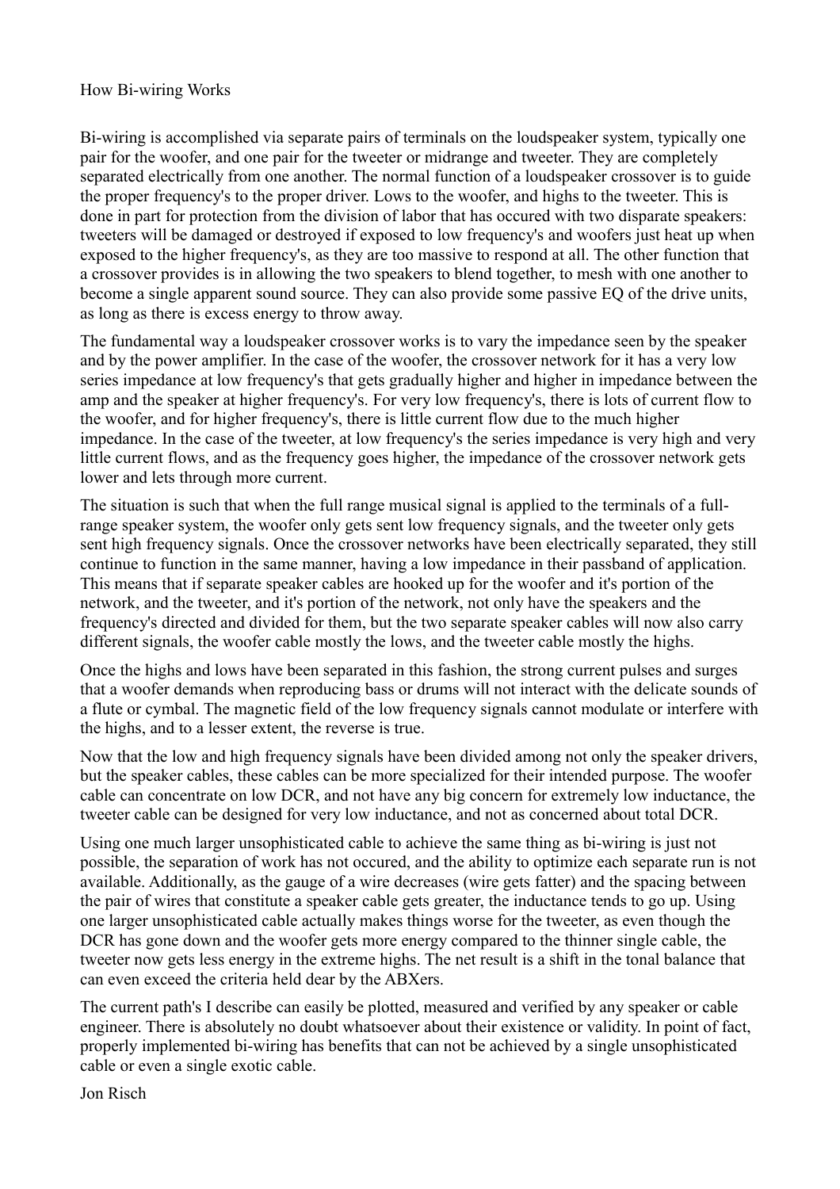# How Bi-wiring Works

Bi-wiring is accomplished via separate pairs of terminals on the loudspeaker system, typically one pair for the woofer, and one pair for the tweeter or midrange and tweeter. They are completely separated electrically from one another. The normal function of a loudspeaker crossover is to guide the proper frequency's to the proper driver. Lows to the woofer, and highs to the tweeter. This is done in part for protection from the division of labor that has occured with two disparate speakers: tweeters will be damaged or destroyed if exposed to low frequency's and woofers just heat up when exposed to the higher frequency's, as they are too massive to respond at all. The other function that a crossover provides is in allowing the two speakers to blend together, to mesh with one another to become a single apparent sound source. They can also provide some passive EQ of the drive units, as long as there is excess energy to throw away.

The fundamental way a loudspeaker crossover works is to vary the impedance seen by the speaker and by the power amplifier. In the case of the woofer, the crossover network for it has a very low series impedance at low frequency's that gets gradually higher and higher in impedance between the amp and the speaker at higher frequency's. For very low frequency's, there is lots of current flow to the woofer, and for higher frequency's, there is little current flow due to the much higher impedance. In the case of the tweeter, at low frequency's the series impedance is very high and very little current flows, and as the frequency goes higher, the impedance of the crossover network gets lower and lets through more current.

The situation is such that when the full range musical signal is applied to the terminals of a full-range speaker system, the woofer only gets sent low frequency signals, and the tweeter only gets sent high frequency signals. Once the crossover networks have been electrically separated, they still continue to function in the same manner, having a low impedance in their passband of application. This means that if separate speaker cables are hooked up for the woofer and it's portion of the network, and the tweeter, and it's portion of the network, not only have the speakers and the frequency's directed and divided for them, but the two separate speaker cables will now also carry different signals, the woofer cable mostly the lows, and the tweeter cable mostly the highs.

Once the highs and lows have been separated in this fashion, the strong current pulses and surges that a woofer demands when reproducing bass or drums will not interact with the delicate sounds of a flute or cymbal. The magnetic field of the low frequency signals cannot modulate or interfere with the highs, and to a lesser extent, the reverse is true.

Now that the low and high frequency signals have been divided among not only the speaker drivers, but the speaker cables, these cables can be more specialized for their intended purpose. The woofer cable can concentrate on low DCR, and not have any big concern for extremely low inductance, the tweeter cable can be designed for very low inductance, and not as concerned about total DCR.

Using one much larger unsophisticated cable to achieve the same thing as bi-wiring is just not possible, the separation of work has not occured, and the ability to optimize each separate run is not available. Additionally, as the gauge of a wire decreases (wire gets fatter) and the spacing between the pair of wires that constitute a speaker cable gets greater, the inductance tends to go up. Using one larger unsophisticated cable actually makes things worse for the tweeter, as even though the DCR has gone down and the woofer gets more energy compared to the thinner single cable, the tweeter now gets less energy in the extreme highs. The net result is a shift in the tonal balance that can even exceed the criteria held dear by the ABXers.

The current path's I describe can easily be plotted, measured and verified by any speaker or cable engineer. There is absolutely no doubt whatsoever about their existence or validity. In point of fact, properly implemented bi-wiring has benefits that can not be achieved by a single unsophisticated cable or even a single exotic cable.

Jon Risch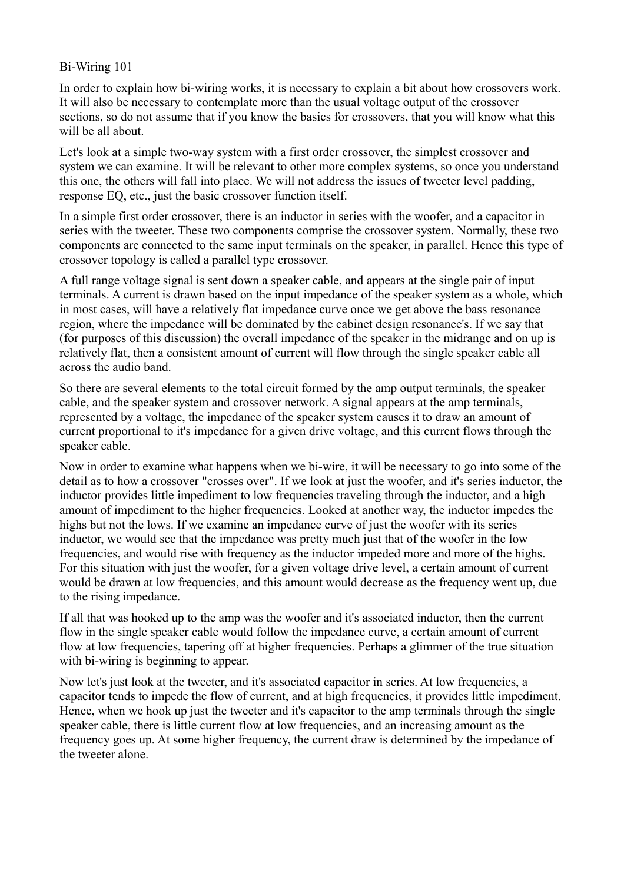Bi-Wiring 101

In order to explain how bi-wiring works, it is necessary to explain a bit about how crossovers work. It will also be necessary to contemplate more than the usual voltage output of the crossover sections, so do not assume that if you know the basics for crossovers, that you will know what this will be all about.

Let's look at a simple two-way system with a first order crossover, the simplest crossover and system we can examine. It will be relevant to other more complex systems, so once you understand this one, the others will fall into place. We will not address the issues of tweeter level padding, response EQ, etc., just the basic crossover function itself.

In a simple first order crossover, there is an inductor in series with the woofer, and a capacitor in series with the tweeter. These two components comprise the crossover system. Normally, these two components are connected to the same input terminals on the speaker, in parallel. Hence this type of crossover topology is called a parallel type crossover.

A full range voltage signal is sent down a speaker cable, and appears at the single pair of input terminals. A current is drawn based on the input impedance of the speaker system as a whole, which in most cases, will have a relatively flat impedance curve once we get above the bass resonance region, where the impedance will be dominated by the cabinet design resonance's. If we say that (for purposes of this discussion) the overall impedance of the speaker in the midrange and on up is relatively flat, then a consistent amount of current will flow through the single speaker cable all across the audio band.

So there are several elements to the total circuit formed by the amp output terminals, the speaker cable, and the speaker system and crossover network. A signal appears at the amp terminals, represented by a voltage, the impedance of the speaker system causes it to draw an amount of current proportional to it's impedance for a given drive voltage, and this current flows through the speaker cable.

Now in order to examine what happens when we bi-wire, it will be necessary to go into some of the detail as to how a crossover "crosses over". If we look at just the woofer, and it's series inductor, the inductor provides little impediment to low frequencies traveling through the inductor, and a high amount of impediment to the higher frequencies. Looked at another way, the inductor impedes the highs but not the lows. If we examine an impedance curve of just the woofer with its series inductor, we would see that the impedance was pretty much just that of the woofer in the low frequencies, and would rise with frequency as the inductor impeded more and more of the highs. For this situation with just the woofer, for a given voltage drive level, a certain amount of current would be drawn at low frequencies, and this amount would decrease as the frequency went up, due to the rising impedance.

If all that was hooked up to the amp was the woofer and it's associated inductor, then the current flow in the single speaker cable would follow the impedance curve, a certain amount of current flow at low frequencies, tapering off at higher frequencies. Perhaps a glimmer of the true situation with bi-wiring is beginning to appear.

Now let's just look at the tweeter, and it's associated capacitor in series. At low frequencies, a capacitor tends to impede the flow of current, and at high frequencies, it provides little impediment. Hence, when we hook up just the tweeter and it's capacitor to the amp terminals through the single speaker cable, there is little current flow at low frequencies, and an increasing amount as the frequency goes up. At some higher frequency, the current draw is determined by the impedance of the tweeter alone.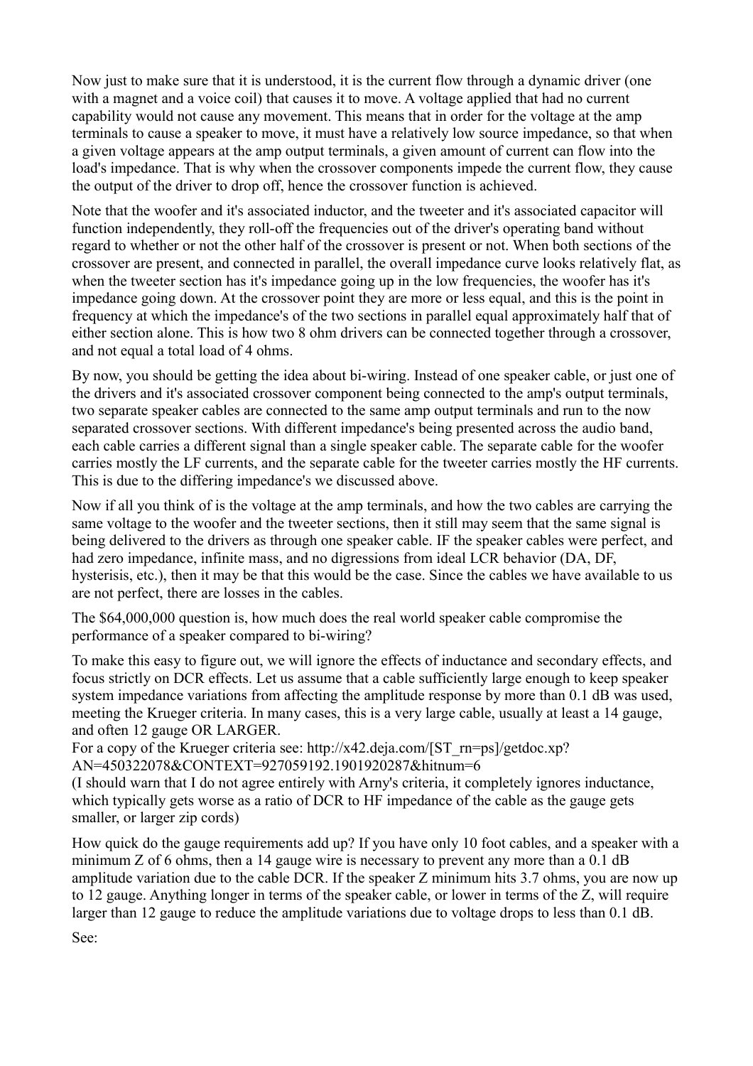Now just to make sure that it is understood, it is the current flow through a dynamic driver (one with a magnet and a voice coil) that causes it to move. A voltage applied that had no current capability would not cause any movement. This means that in order for the voltage at the amp terminals to cause a speaker to move, it must have a relatively low source impedance, so that when a given voltage appears at the amp output terminals, a given amount of current can flow into the load's impedance. That is why when the crossover components impede the current flow, they cause the output of the driver to drop off, hence the crossover function is achieved.

Note that the woofer and it's associated inductor, and the tweeter and it's associated capacitor will function independently, they roll-off the frequencies out of the driver's operating band without regard to whether or not the other half of the crossover is present or not. When both sections of the crossover are present, and connected in parallel, the overall impedance curve looks relatively flat, as when the tweeter section has it's impedance going up in the low frequencies, the woofer has it's impedance going down. At the crossover point they are more or less equal, and this is the point in frequency at which the impedance's of the two sections in parallel equal approximately half that of either section alone. This is how two 8 ohm drivers can be connected together through a crossover, and not equal a total load of 4 ohms.

By now, you should be getting the idea about bi-wiring. Instead of one speaker cable, or just one of the drivers and it's associated crossover component being connected to the amp's output terminals, two separate speaker cables are connected to the same amp output terminals and run to the now separated crossover sections. With different impedance's being presented across the audio band, each cable carries a different signal than a single speaker cable. The separate cable for the woofer carries mostly the LF currents, and the separate cable for the tweeter carries mostly the HF currents. This is due to the differing impedance's we discussed above.

Now if all you think of is the voltage at the amp terminals, and how the two cables are carrying the same voltage to the woofer and the tweeter sections, then it still may seem that the same signal is being delivered to the drivers as through one speaker cable. IF the speaker cables were perfect, and had zero impedance, infinite mass, and no digressions from ideal LCR behavior (DA, DF, hysterisis, etc.), then it may be that this would be the case. Since the cables we have available to us are not perfect, there are losses in the cables.

The $64,000,000 question is, how much does the real world speaker cable compromise the performance of a speaker compared to bi-wiring?

To make this easy to figure out, we will ignore the effects of inductance and secondary effects, and focus strictly on DCR effects. Let us assume that a cable sufficiently large enough to keep speaker system impedance variations from affecting the amplitude response by more than 0.1 dB was used, meeting the Krueger criteria. In many cases, this is a very large cable, usually at least a 14 gauge, and often 12 gauge OR LARGER.
For a copy of the Krueger criteria see: http://x42.deja.com/[ST_rn=ps]/getdoc.xp?AN=450322078&CONTEXT=927059192.1901920287&hitnum=6
(I should warn that I do not agree entirely with Arny's criteria, it completely ignores inductance, which typically gets worse as a ratio of DCR to HF impedance of the cable as the gauge gets smaller, or larger zip cords)

How quick do the gauge requirements add up? If you have only 10 foot cables, and a speaker with a minimum Z of 6 ohms, then a 14 gauge wire is necessary to prevent any more than a 0.1 dB amplitude variation due to the cable DCR. If the speaker Z minimum hits 3.7 ohms, you are now up to 12 gauge. Anything longer in terms of the speaker cable, or lower in terms of the Z, will require larger than 12 gauge to reduce the amplitude variations due to voltage drops to less than 0.1 dB.

See: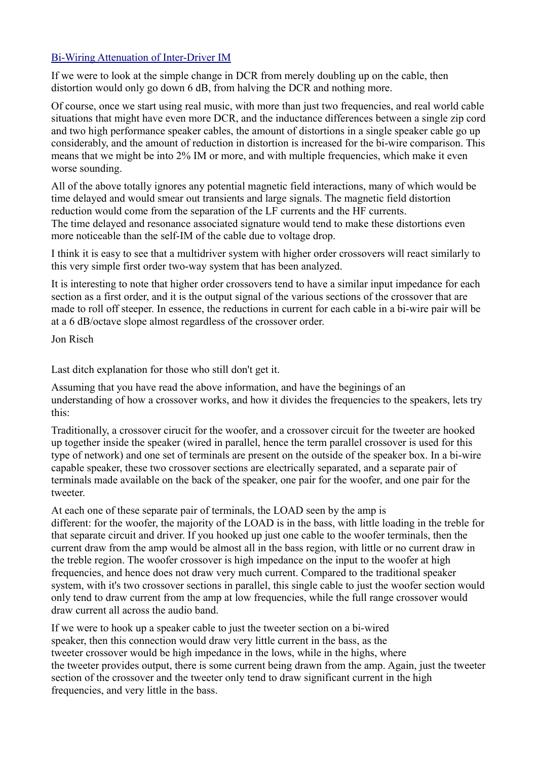[Bi-Wiring Attenuation of Inter-Driver IM]

If we were to look at the simple change in DCR from merely doubling up on the cable, then distortion would only go down 6 dB, from halving the DCR and nothing more.

Of course, once we start using real music, with more than just two frequencies, and real world cable situations that might have even more DCR, and the inductance differences between a single zip cord and two high performance speaker cables, the amount of distortions in a single speaker cable go up considerably, and the amount of reduction in distortion is increased for the bi-wire comparison. This means that we might be into 2% IM or more, and with multiple frequencies, which make it even worse sounding.

All of the above totally ignores any potential magnetic field interactions, many of which would be time delayed and would smear out transients and large signals. The magnetic field distortion reduction would come from the separation of the LF currents and the HF currents.
The time delayed and resonance associated signature would tend to make these distortions even more noticeable than the self-IM of the cable due to voltage drop.

I think it is easy to see that a multidriver system with higher order crossovers will react similarly to this very simple first order two-way system that has been analyzed.

It is interesting to note that higher order crossovers tend to have a similar input impedance for each section as a first order, and it is the output signal of the various sections of the crossover that are made to roll off steeper. In essence, the reductions in current for each cable in a bi-wire pair will be at a 6 dB/octave slope almost regardless of the crossover order.

Jon Risch

Last ditch explanation for those who still don't get it.

Assuming that you have read the above information, and have the beginings of an understanding of how a crossover works, and how it divides the frequencies to the speakers, lets try this:

Traditionally, a crossover cirucit for the woofer, and a crossover circuit for the tweeter are hooked up together inside the speaker (wired in parallel, hence the term parallel crossover is used for this type of network) and one set of terminals are present on the outside of the speaker box. In a bi-wire capable speaker, these two crossover sections are electrically separated, and a separate pair of terminals made available on the back of the speaker, one pair for the woofer, and one pair for the tweeter.

At each one of these separate pair of terminals, the LOAD seen by the amp is different: for the woofer, the majority of the LOAD is in the bass, with little loading in the treble for that separate circuit and driver. If you hooked up just one cable to the woofer terminals, then the current draw from the amp would be almost all in the bass region, with little or no current draw in the treble region. The woofer crossover is high impedance on the input to the woofer at high frequencies, and hence does not draw very much current. Compared to the traditional speaker system, with it's two crossover sections in parallel, this single cable to just the woofer section would only tend to draw current from the amp at low frequencies, while the full range crossover would draw current all across the audio band.

If we were to hook up a speaker cable to just the tweeter section on a bi-wired speaker, then this connection would draw very little current in the bass, as the tweeter crossover would be high impedance in the lows, while in the highs, where the tweeter provides output, there is some current being drawn from the amp. Again, just the tweeter section of the crossover and the tweeter only tend to draw significant current in the high frequencies, and very little in the bass.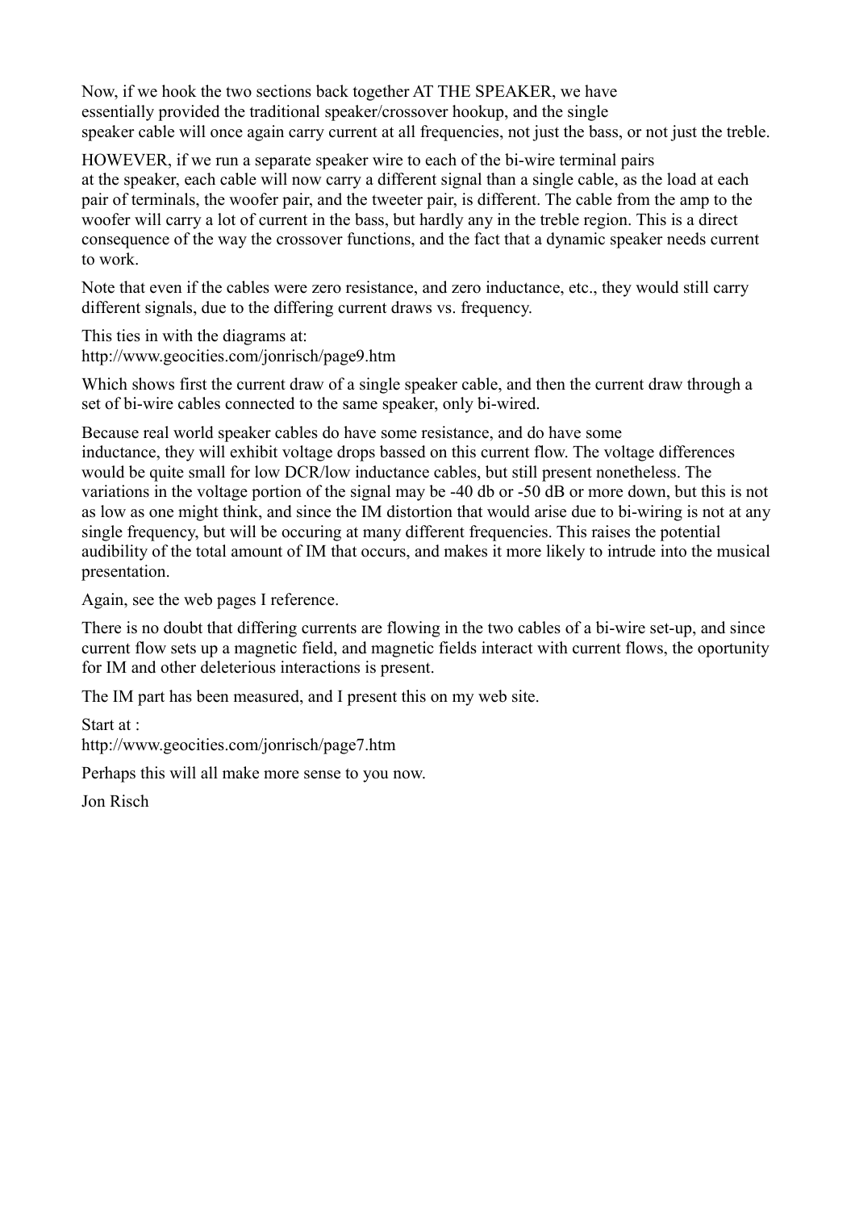Now, if we hook the two sections back together AT THE SPEAKER, we have essentially provided the traditional speaker/crossover hookup, and the single speaker cable will once again carry current at all frequencies, not just the bass, or not just the treble.

HOWEVER, if we run a separate speaker wire to each of the bi-wire terminal pairs at the speaker, each cable will now carry a different signal than a single cable, as the load at each pair of terminals, the woofer pair, and the tweeter pair, is different. The cable from the amp to the woofer will carry a lot of current in the bass, but hardly any in the treble region. This is a direct consequence of the way the crossover functions, and the fact that a dynamic speaker needs current to work.

Note that even if the cables were zero resistance, and zero inductance, etc., they would still carry different signals, due to the differing current draws vs. frequency.

This ties in with the diagrams at:
http://www.geocities.com/jonrisch/page9.htm

Which shows first the current draw of a single speaker cable, and then the current draw through a set of bi-wire cables connected to the same speaker, only bi-wired.

Because real world speaker cables do have some resistance, and do have some inductance, they will exhibit voltage drops bassed on this current flow. The voltage differences would be quite small for low DCR/low inductance cables, but still present nonetheless. The variations in the voltage portion of the signal may be -40 db or -50 dB or more down, but this is not as low as one might think, and since the IM distortion that would arise due to bi-wiring is not at any single frequency, but will be occuring at many different frequencies. This raises the potential audibility of the total amount of IM that occurs, and makes it more likely to intrude into the musical presentation.

Again, see the web pages I reference.

There is no doubt that differing currents are flowing in the two cables of a bi-wire set-up, and since current flow sets up a magnetic field, and magnetic fields interact with current flows, the oportunity for IM and other deleterious interactions is present.

The IM part has been measured, and I present this on my web site.

Start at :
http://www.geocities.com/jonrisch/page7.htm

Perhaps this will all make more sense to you now.

Jon Risch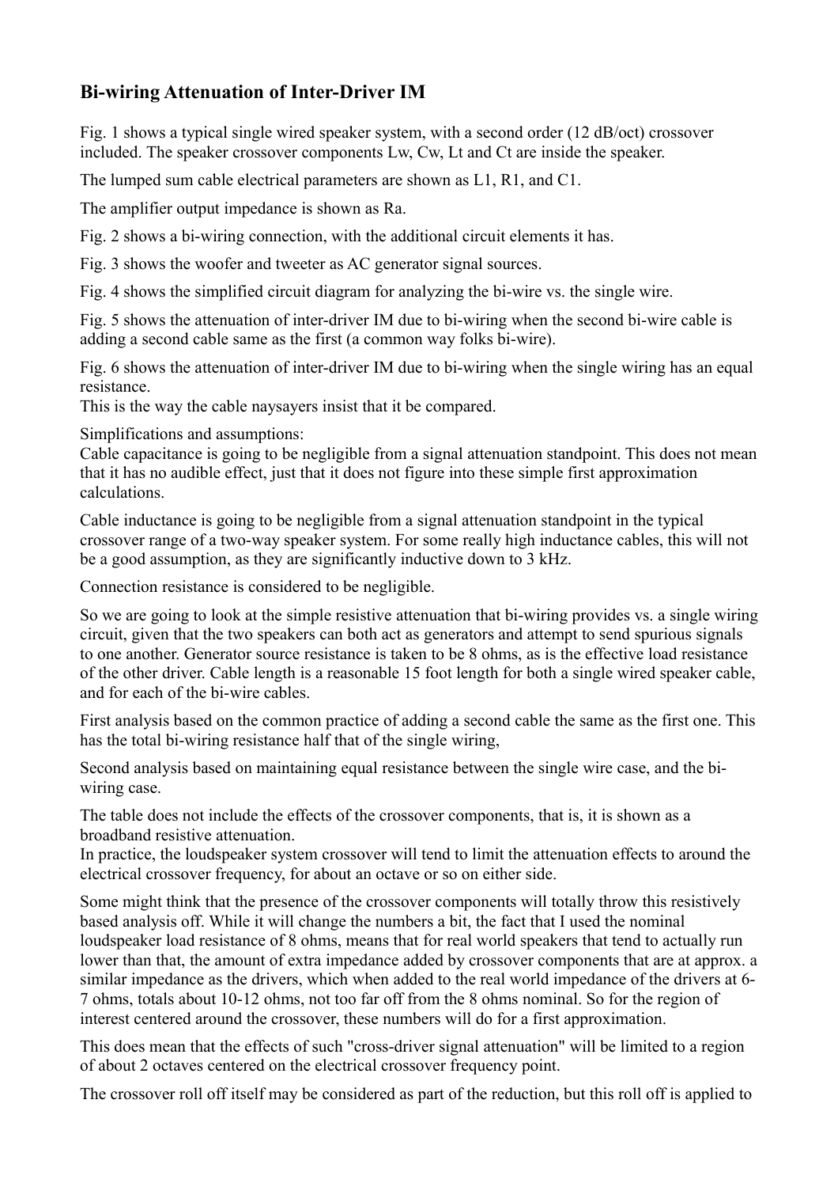## Bi-wiring Attenuation of Inter-Driver IM

Fig. 1 shows a typical single wired speaker system, with a second order (12 dB/oct) crossover included. The speaker crossover components Lw, Cw, Lt and Ct are inside the speaker.

The lumped sum cable electrical parameters are shown as L1, R1, and C1.

The amplifier output impedance is shown as Ra.

Fig. 2 shows a bi-wiring connection, with the additional circuit elements it has.

Fig. 3 shows the woofer and tweeter as AC generator signal sources.

Fig. 4 shows the simplified circuit diagram for analyzing the bi-wire vs. the single wire.

Fig. 5 shows the attenuation of inter-driver IM due to bi-wiring when the second bi-wire cable is adding a second cable same as the first (a common way folks bi-wire).

Fig. 6 shows the attenuation of inter-driver IM due to bi-wiring when the single wiring has an equal resistance.
This is the way the cable naysayers insist that it be compared.

Simplifications and assumptions:
Cable capacitance is going to be negligible from a signal attenuation standpoint. This does not mean that it has no audible effect, just that it does not figure into these simple first approximation calculations.

Cable inductance is going to be negligible from a signal attenuation standpoint in the typical crossover range of a two-way speaker system. For some really high inductance cables, this will not be a good assumption, as they are significantly inductive down to 3 kHz.

Connection resistance is considered to be negligible.

So we are going to look at the simple resistive attenuation that bi-wiring provides vs. a single wiring circuit, given that the two speakers can both act as generators and attempt to send spurious signals to one another. Generator source resistance is taken to be 8 ohms, as is the effective load resistance of the other driver. Cable length is a reasonable 15 foot length for both a single wired speaker cable, and for each of the bi-wire cables.

First analysis based on the common practice of adding a second cable the same as the first one. This has the total bi-wiring resistance half that of the single wiring,

Second analysis based on maintaining equal resistance between the single wire case, and the bi-wiring case.

The table does not include the effects of the crossover components, that is, it is shown as a broadband resistive attenuation.
In practice, the loudspeaker system crossover will tend to limit the attenuation effects to around the electrical crossover frequency, for about an octave or so on either side.

Some might think that the presence of the crossover components will totally throw this resistively based analysis off. While it will change the numbers a bit, the fact that I used the nominal loudspeaker load resistance of 8 ohms, means that for real world speakers that tend to actually run lower than that, the amount of extra impedance added by crossover components that are at approx. a similar impedance as the drivers, which when added to the real world impedance of the drivers at 6-7 ohms, totals about 10-12 ohms, not too far off from the 8 ohms nominal. So for the region of interest centered around the crossover, these numbers will do for a first approximation.

This does mean that the effects of such "cross-driver signal attenuation" will be limited to a region of about 2 octaves centered on the electrical crossover frequency point.

The crossover roll off itself may be considered as part of the reduction, but this roll off is applied to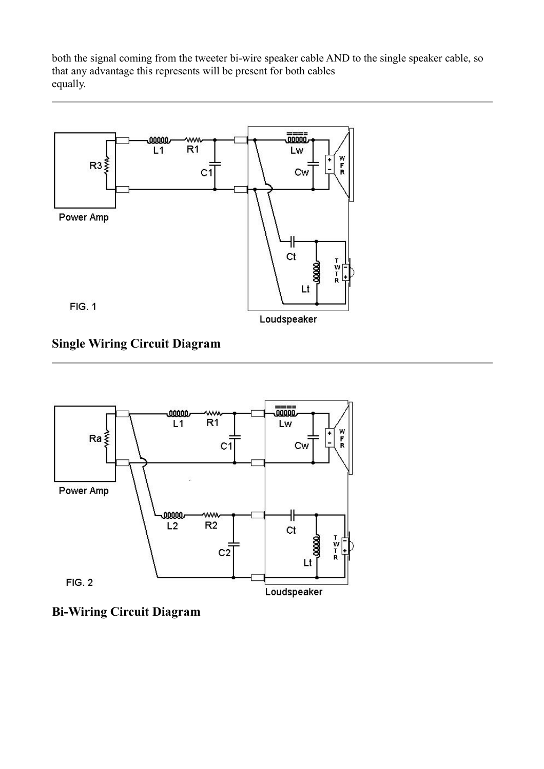both the signal coming from the tweeter bi-wire speaker cable AND to the single speaker cable, so that any advantage this represents will be present for both cables equally.

---

## Single Wiring Circuit Diagram

---

## Bi-Wiring Circuit Diagram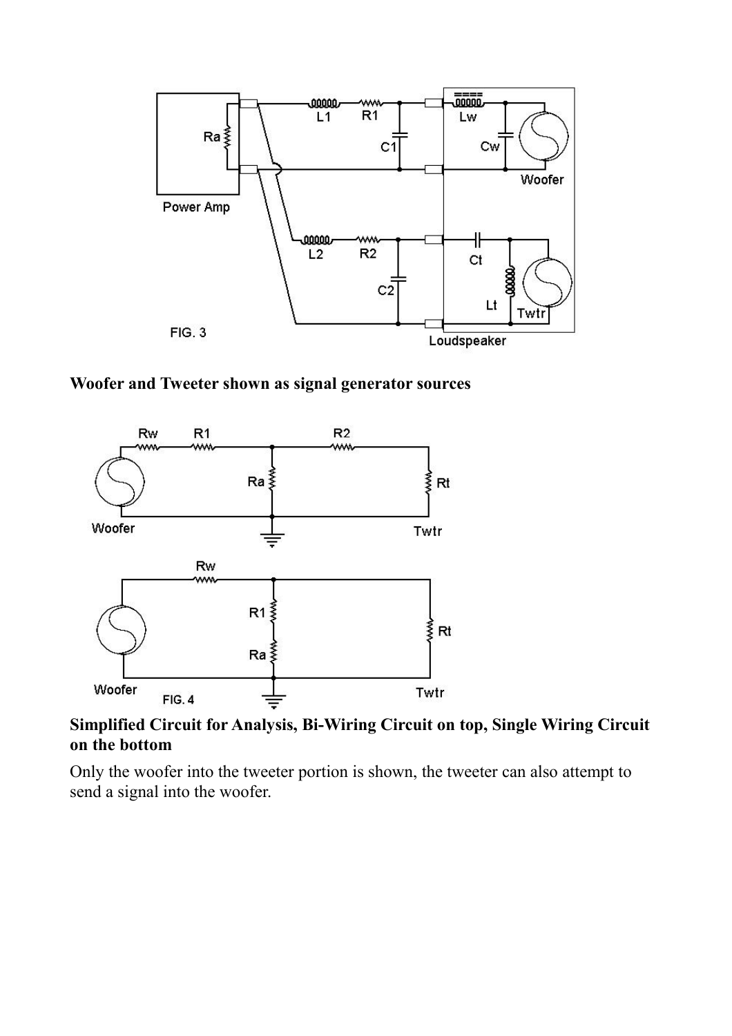**Woofer and Tweeter shown as signal generator sources**

**Simplified Circuit for Analysis, Bi-Wiring Circuit on top, Single Wiring Circuit on the bottom**

Only the woofer into the tweeter portion is shown, the tweeter can also attempt to send a signal into the woofer.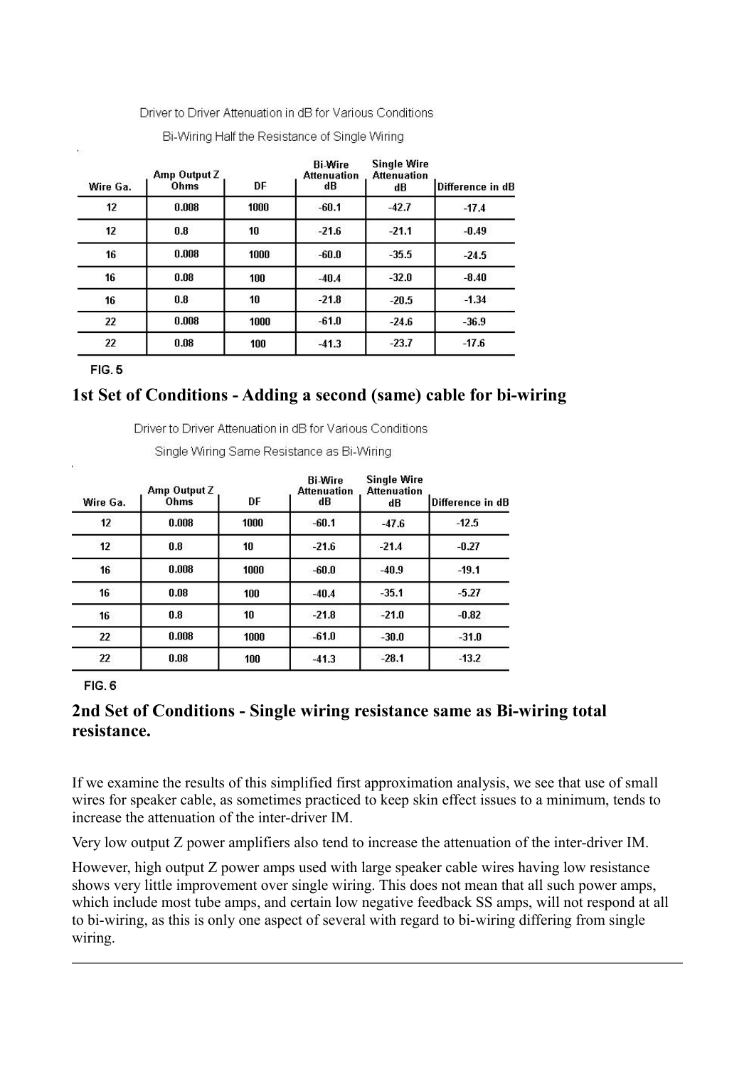Driver to Driver Attenuation in dB for Various Conditions

Bi-Wiring Half the Resistance of Single Wiring

| Wire Ga. | Amp Output Z Ohms | DF | Bi-Wire Attenuation dB | Single Wire Attenuation dB | Difference in dB |
|---|---|---|---|---|---|
| 12 | 0.008 | 1000 | -60.1 | -42.7 | -17.4 |
| 12 | 0.8 | 10 | -21.6 | -21.1 | -0.49 |
| 16 | 0.008 | 1000 | -60.0 | -35.5 | -24.5 |
| 16 | 0.08 | 100 | -40.4 | -32.0 | -8.40 |
| 16 | 0.8 | 10 | -21.8 | -20.5 | -1.34 |
| 22 | 0.008 | 1000 | -61.0 | -24.6 | -36.9 |
| 22 | 0.08 | 100 | -41.3 | -23.7 | -17.6 |

FIG. 5

## 1st Set of Conditions - Adding a second (same) cable for bi-wiring

Driver to Driver Attenuation in dB for Various Conditions

Single Wiring Same Resistance as Bi-Wiring

| Wire Ga. | Amp Output Z Ohms | DF | Bi-Wire Attenuation dB | Single Wire Attenuation dB | Difference in dB |
|---|---|---|---|---|---|
| 12 | 0.008 | 1000 | -60.1 | -47.6 | -12.5 |
| 12 | 0.8 | 10 | -21.6 | -21.4 | -0.27 |
| 16 | 0.008 | 1000 | -60.0 | -40.9 | -19.1 |
| 16 | 0.08 | 100 | -40.4 | -35.1 | -5.27 |
| 16 | 0.8 | 10 | -21.8 | -21.0 | -0.82 |
| 22 | 0.008 | 1000 | -61.0 | -30.0 | -31.0 |
| 22 | 0.08 | 100 | -41.3 | -28.1 | -13.2 |

FIG. 6

## 2nd Set of Conditions - Single wiring resistance same as Bi-wiring total resistance.

If we examine the results of this simplified first approximation analysis, we see that use of small wires for speaker cable, as sometimes practiced to keep skin effect issues to a minimum, tends to increase the attenuation of the inter-driver IM.

Very low output Z power amplifiers also tend to increase the attenuation of the inter-driver IM.

However, high output Z power amps used with large speaker cable wires having low resistance shows very little improvement over single wiring. This does not mean that all such power amps, which include most tube amps, and certain low negative feedback SS amps, will not respond at all to bi-wiring, as this is only one aspect of several with regard to bi-wiring differing from single wiring.

---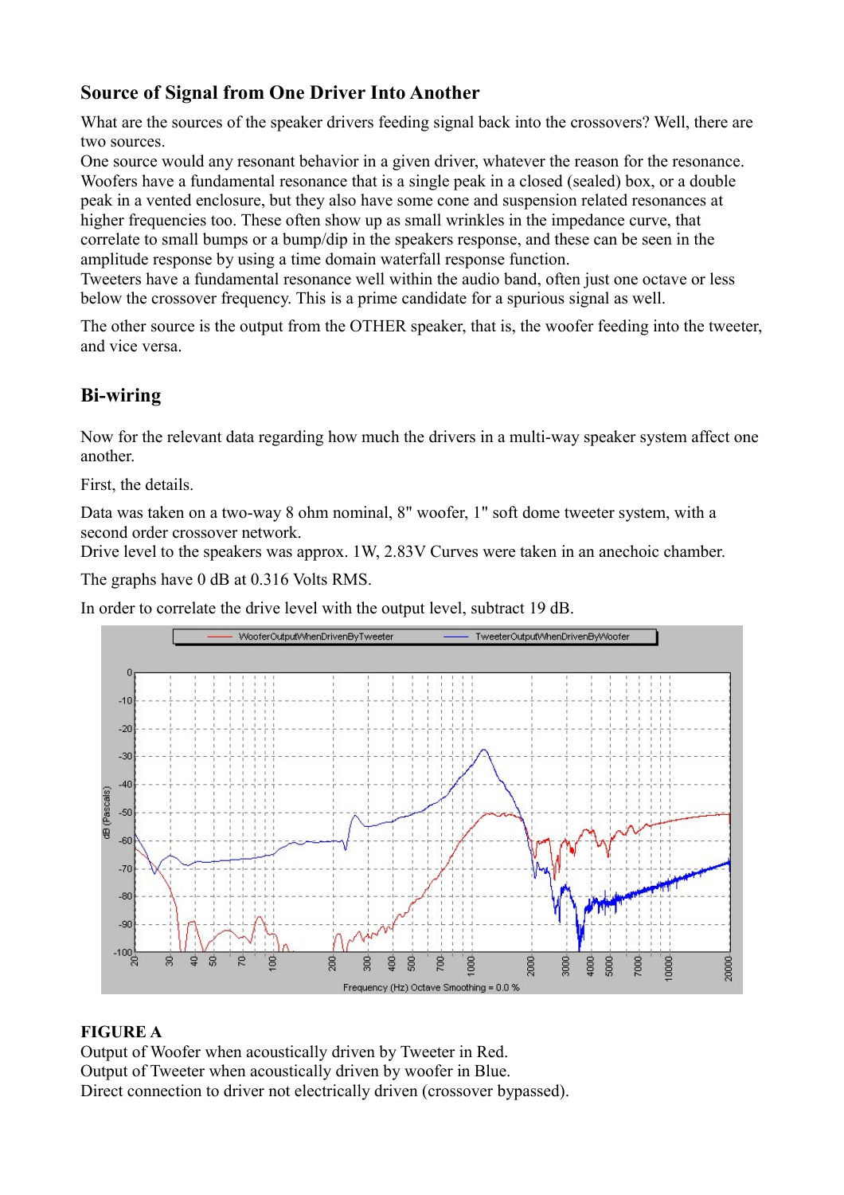## Source of Signal from One Driver Into Another

What are the sources of the speaker drivers feeding signal back into the crossovers? Well, there are two sources.
One source would any resonant behavior in a given driver, whatever the reason for the resonance. Woofers have a fundamental resonance that is a single peak in a closed (sealed) box, or a double peak in a vented enclosure, but they also have some cone and suspension related resonances at higher frequencies too. These often show up as small wrinkles in the impedance curve, that correlate to small bumps or a bump/dip in the speakers response, and these can be seen in the amplitude response by using a time domain waterfall response function.
Tweeters have a fundamental resonance well within the audio band, often just one octave or less below the crossover frequency. This is a prime candidate for a spurious signal as well.

The other source is the output from the OTHER speaker, that is, the woofer feeding into the tweeter, and vice versa.

## Bi-wiring

Now for the relevant data regarding how much the drivers in a multi-way speaker system affect one another.

First, the details.

Data was taken on a two-way 8 ohm nominal, 8" woofer, 1" soft dome tweeter system, with a second order crossover network.
Drive level to the speakers was approx. 1W, 2.83V Curves were taken in an anechoic chamber.

The graphs have 0 dB at 0.316 Volts RMS.

In order to correlate the drive level with the output level, subtract 19 dB.

**FIGURE A**
Output of Woofer when acoustically driven by Tweeter in Red.
Output of Tweeter when acoustically driven by woofer in Blue.
Direct connection to driver not electrically driven (crossover bypassed).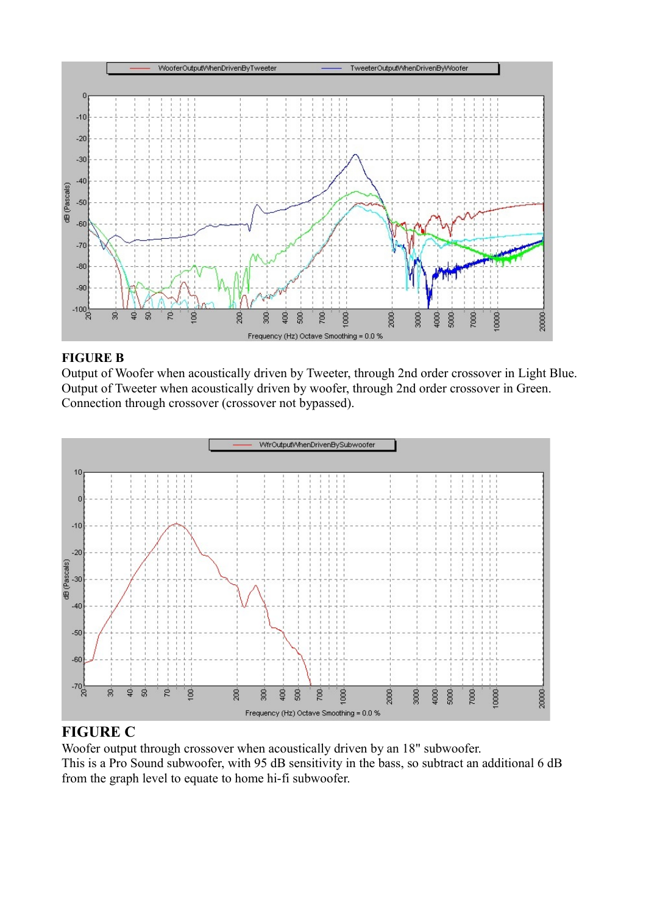**FIGURE B**
Output of Woofer when acoustically driven by Tweeter, through 2nd order crossover in Light Blue.
Output of Tweeter when acoustically driven by woofer, through 2nd order crossover in Green.
Connection through crossover (crossover not bypassed).

**FIGURE C**
Woofer output through crossover when acoustically driven by an 18" subwoofer.
This is a Pro Sound subwoofer, with 95 dB sensitivity in the bass, so subtract an additional 6 dB from the graph level to equate to home hi-fi subwoofer.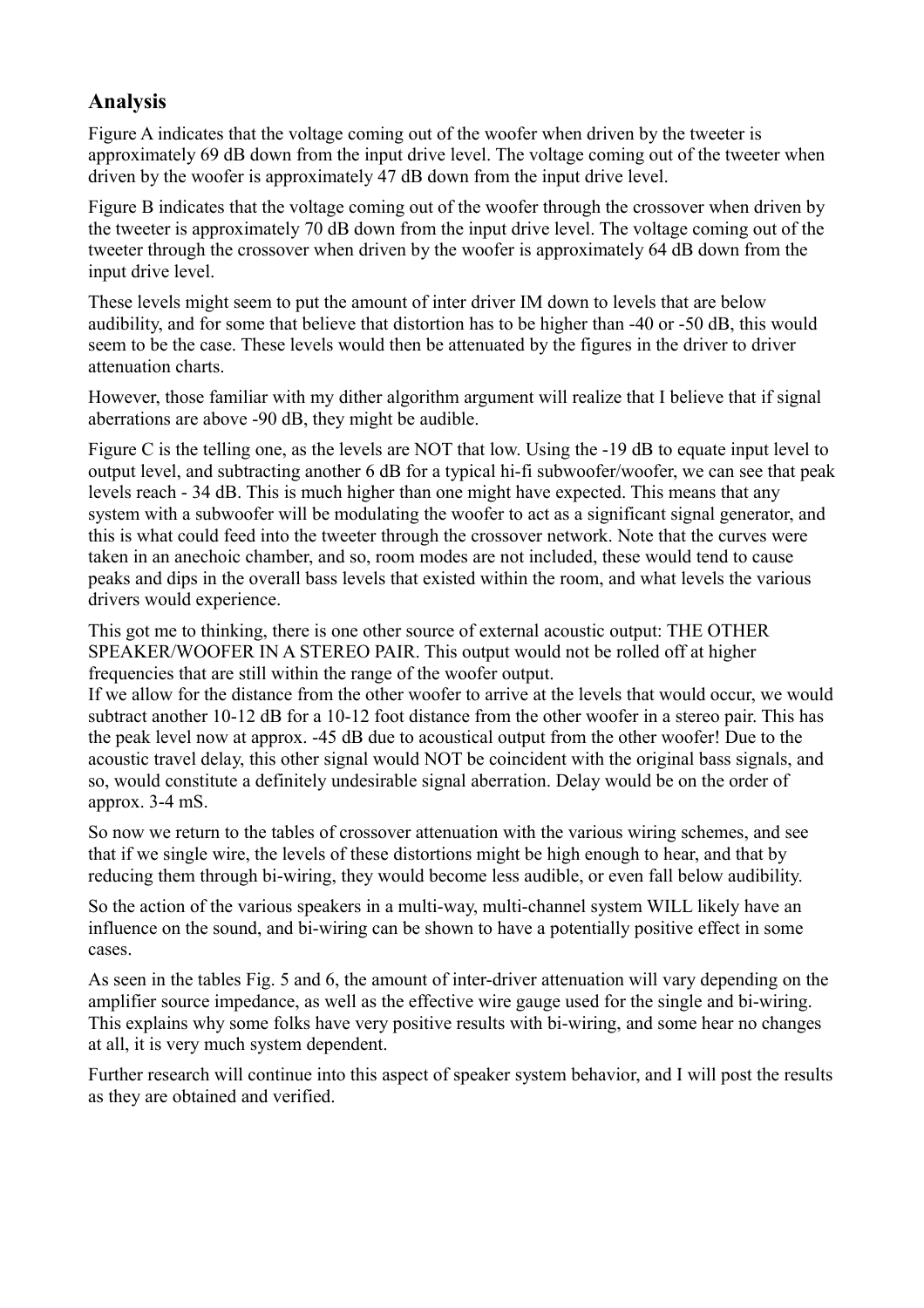## Analysis

Figure A indicates that the voltage coming out of the woofer when driven by the tweeter is approximately 69 dB down from the input drive level. The voltage coming out of the tweeter when driven by the woofer is approximately 47 dB down from the input drive level.

Figure B indicates that the voltage coming out of the woofer through the crossover when driven by the tweeter is approximately 70 dB down from the input drive level. The voltage coming out of the tweeter through the crossover when driven by the woofer is approximately 64 dB down from the input drive level.

These levels might seem to put the amount of inter driver IM down to levels that are below audibility, and for some that believe that distortion has to be higher than -40 or -50 dB, this would seem to be the case. These levels would then be attenuated by the figures in the driver to driver attenuation charts.

However, those familiar with my dither algorithm argument will realize that I believe that if signal aberrations are above -90 dB, they might be audible.

Figure C is the telling one, as the levels are NOT that low. Using the -19 dB to equate input level to output level, and subtracting another 6 dB for a typical hi-fi subwoofer/woofer, we can see that peak levels reach - 34 dB. This is much higher than one might have expected. This means that any system with a subwoofer will be modulating the woofer to act as a significant signal generator, and this is what could feed into the tweeter through the crossover network. Note that the curves were taken in an anechoic chamber, and so, room modes are not included, these would tend to cause peaks and dips in the overall bass levels that existed within the room, and what levels the various drivers would experience.

This got me to thinking, there is one other source of external acoustic output: THE OTHER SPEAKER/WOOFER IN A STEREO PAIR. This output would not be rolled off at higher frequencies that are still within the range of the woofer output.
If we allow for the distance from the other woofer to arrive at the levels that would occur, we would subtract another 10-12 dB for a 10-12 foot distance from the other woofer in a stereo pair. This has the peak level now at approx. -45 dB due to acoustical output from the other woofer! Due to the acoustic travel delay, this other signal would NOT be coincident with the original bass signals, and so, would constitute a definitely undesirable signal aberration. Delay would be on the order of approx. 3-4 mS.

So now we return to the tables of crossover attenuation with the various wiring schemes, and see that if we single wire, the levels of these distortions might be high enough to hear, and that by reducing them through bi-wiring, they would become less audible, or even fall below audibility.

So the action of the various speakers in a multi-way, multi-channel system WILL likely have an influence on the sound, and bi-wiring can be shown to have a potentially positive effect in some cases.

As seen in the tables Fig. 5 and 6, the amount of inter-driver attenuation will vary depending on the amplifier source impedance, as well as the effective wire gauge used for the single and bi-wiring. This explains why some folks have very positive results with bi-wiring, and some hear no changes at all, it is very much system dependent.

Further research will continue into this aspect of speaker system behavior, and I will post the results as they are obtained and verified.